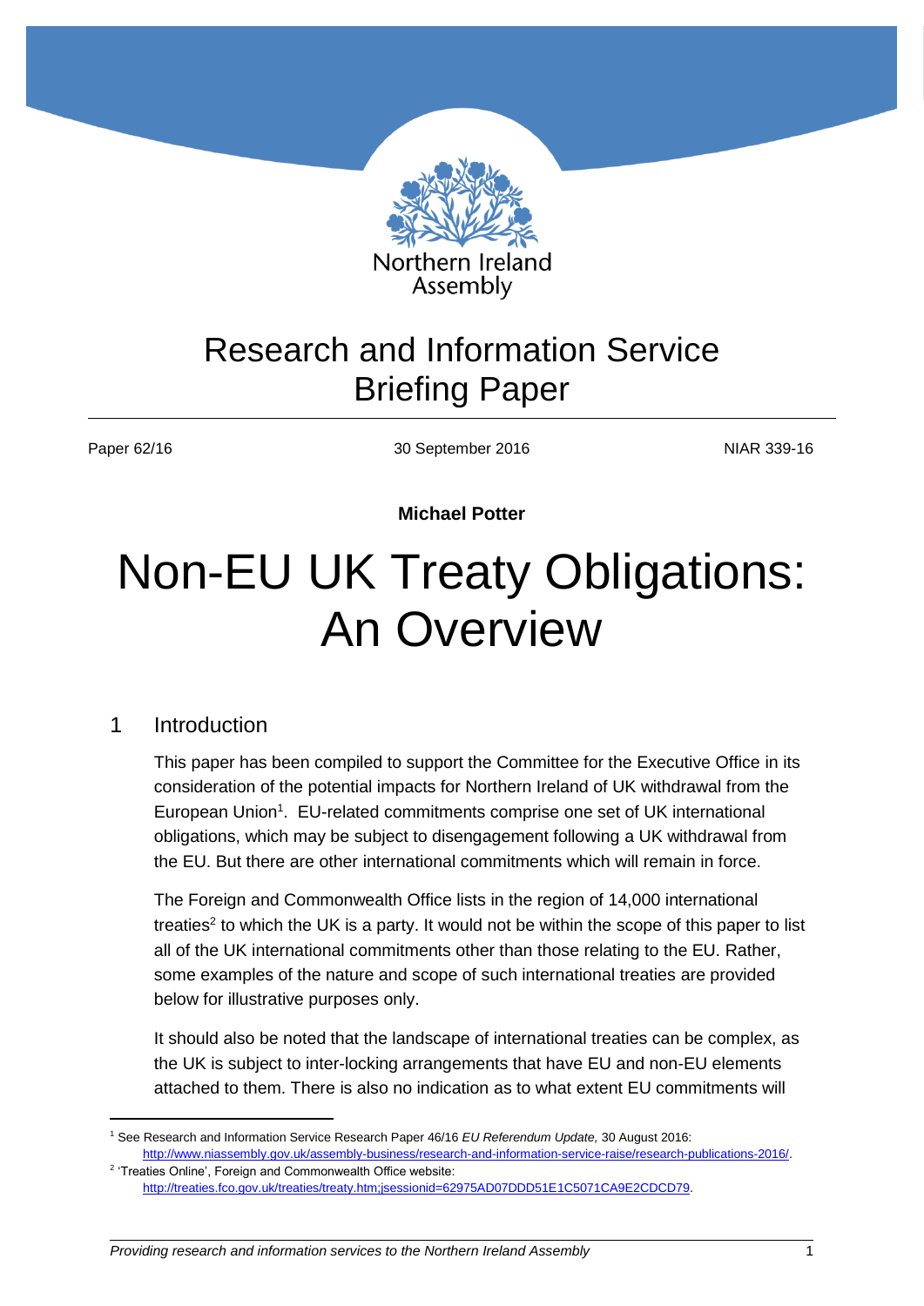Northern Ireland Assembly

# Research and Information Service Briefing Paper

Paper 62/16 | 30 September 2016 | NIAR 339-16

**Michael Potter**

# Non-EU UK Treaty Obligations: An Overview

## 1 Introduction

This paper has been compiled to support the Committee for the Executive Office in its consideration of the potential impacts for Northern Ireland of UK withdrawal from the European Union[1]. EU-related commitments comprise one set of UK international obligations, which may be subject to disengagement following a UK withdrawal from the EU. But there are other international commitments which will remain in force.

The Foreign and Commonwealth Office lists in the region of 14,000 international treaties[2] to which the UK is a party. It would not be within the scope of this paper to list all of the UK international commitments other than those relating to the EU. Rather, some examples of the nature and scope of such international treaties are provided below for illustrative purposes only.

It should also be noted that the landscape of international treaties can be complex, as the UK is subject to inter-locking arrangements that have EU and non-EU elements attached to them. There is also no indication as to what extent EU commitments will

[1] See Research and Information Service Research Paper 46/16 *EU Referendum Update,* 30 August 2016: http://www.niassembly.gov.uk/assembly-business/research-and-information-service-raise/research-publications-2016/.

[2] 'Treaties Online', Foreign and Commonwealth Office website: http://treaties.fco.gov.uk/treaties/treaty.htm;jsessionid=62975AD07DDD51E1C5071CA9E2CDCD79.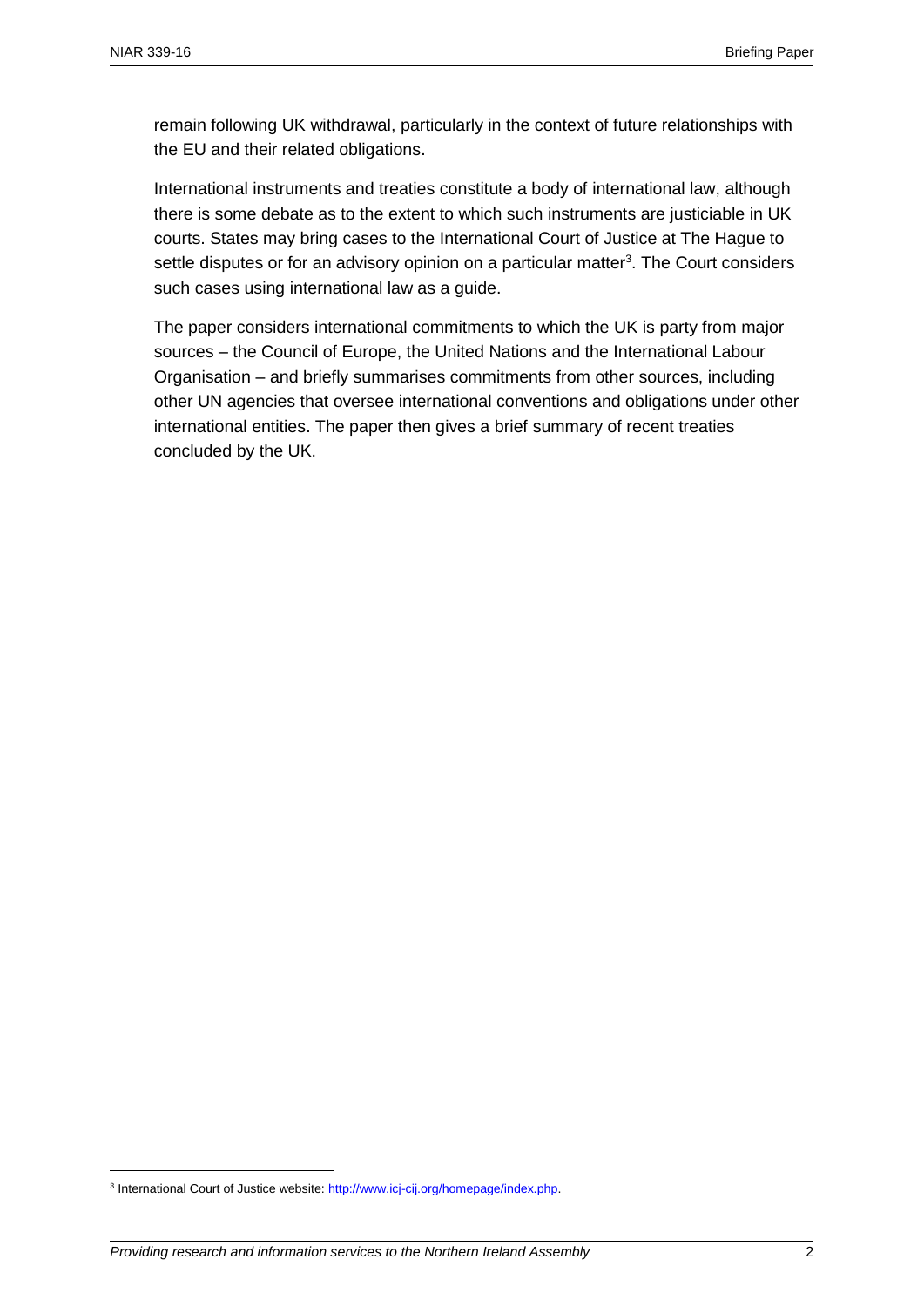remain following UK withdrawal, particularly in the context of future relationships with the EU and their related obligations.

International instruments and treaties constitute a body of international law, although there is some debate as to the extent to which such instruments are justiciable in UK courts. States may bring cases to the International Court of Justice at The Hague to settle disputes or for an advisory opinion on a particular matter[3]. The Court considers such cases using international law as a guide.

The paper considers international commitments to which the UK is party from major sources – the Council of Europe, the United Nations and the International Labour Organisation – and briefly summarises commitments from other sources, including other UN agencies that oversee international conventions and obligations under other international entities. The paper then gives a brief summary of recent treaties concluded by the UK.

[3] International Court of Justice website: http://www.icj-cij.org/homepage/index.php.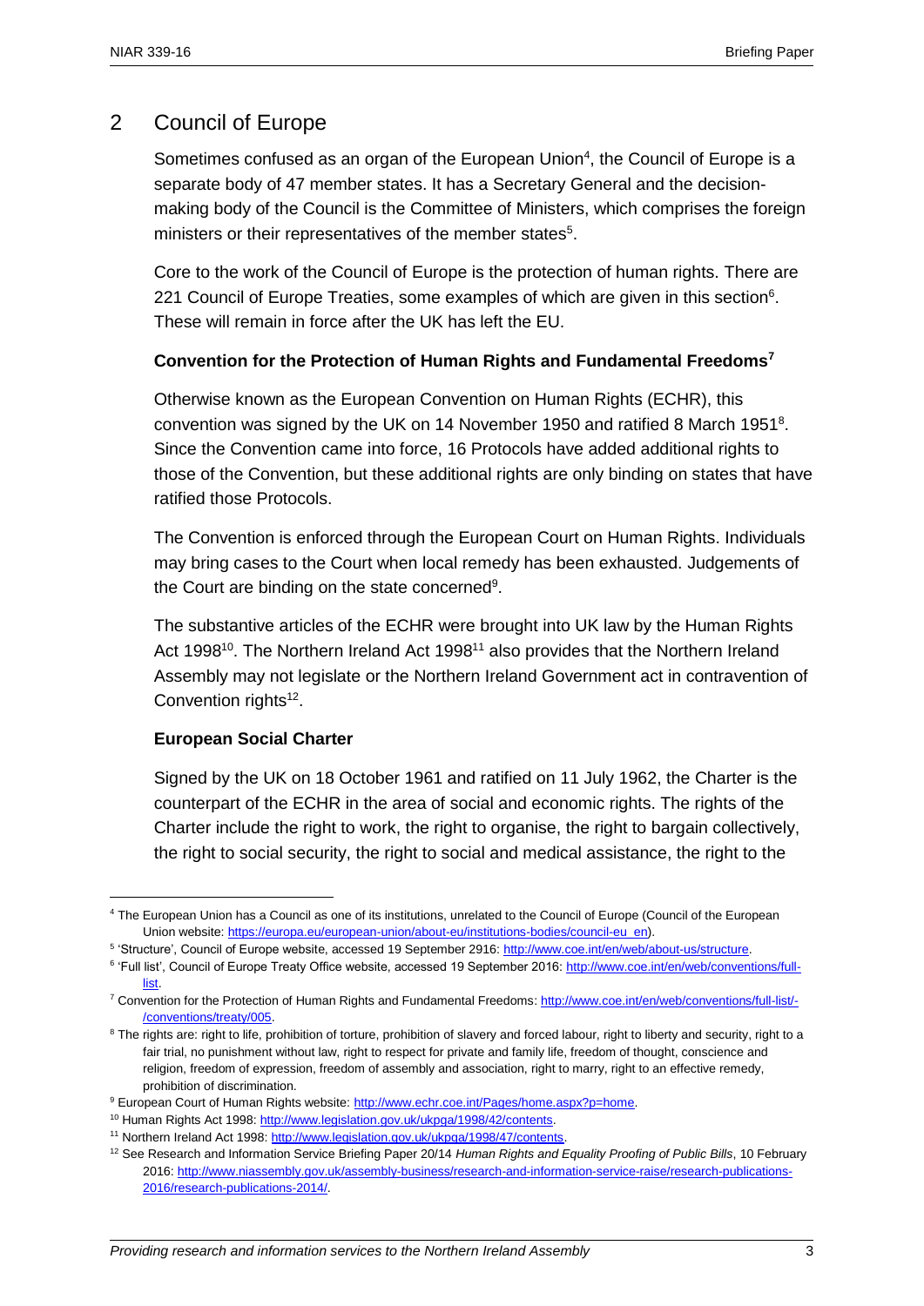## 2 Council of Europe

Sometimes confused as an organ of the European Union[4], the Council of Europe is a separate body of 47 member states. It has a Secretary General and the decision-making body of the Council is the Committee of Ministers, which comprises the foreign ministers or their representatives of the member states[5].

Core to the work of the Council of Europe is the protection of human rights. There are 221 Council of Europe Treaties, some examples of which are given in this section[6]. These will remain in force after the UK has left the EU.

**Convention for the Protection of Human Rights and Fundamental Freedoms[7]**

Otherwise known as the European Convention on Human Rights (ECHR), this convention was signed by the UK on 14 November 1950 and ratified 8 March 1951[8]. Since the Convention came into force, 16 Protocols have added additional rights to those of the Convention, but these additional rights are only binding on states that have ratified those Protocols.

The Convention is enforced through the European Court on Human Rights. Individuals may bring cases to the Court when local remedy has been exhausted. Judgements of the Court are binding on the state concerned[9].

The substantive articles of the ECHR were brought into UK law by the Human Rights Act 1998[10]. The Northern Ireland Act 1998[11] also provides that the Northern Ireland Assembly may not legislate or the Northern Ireland Government act in contravention of Convention rights[12].

**European Social Charter**

Signed by the UK on 18 October 1961 and ratified on 11 July 1962, the Charter is the counterpart of the ECHR in the area of social and economic rights. The rights of the Charter include the right to work, the right to organise, the right to bargain collectively, the right to social security, the right to social and medical assistance, the right to the

---

[4] The European Union has a Council as one of its institutions, unrelated to the Council of Europe (Council of the European Union website: https://europa.eu/european-union/about-eu/institutions-bodies/council-eu_en).

[5] 'Structure', Council of Europe website, accessed 19 September 2916: http://www.coe.int/en/web/about-us/structure.

[6] 'Full list', Council of Europe Treaty Office website, accessed 19 September 2016: http://www.coe.int/en/web/conventions/full-list.

[7] Convention for the Protection of Human Rights and Fundamental Freedoms: http://www.coe.int/en/web/conventions/full-list/-/conventions/treaty/005.

[8] The rights are: right to life, prohibition of torture, prohibition of slavery and forced labour, right to liberty and security, right to a fair trial, no punishment without law, right to respect for private and family life, freedom of thought, conscience and religion, freedom of expression, freedom of assembly and association, right to marry, right to an effective remedy, prohibition of discrimination.

[9] European Court of Human Rights website: http://www.echr.coe.int/Pages/home.aspx?p=home.

[10] Human Rights Act 1998: http://www.legislation.gov.uk/ukpga/1998/42/contents.

[11] Northern Ireland Act 1998: http://www.legislation.gov.uk/ukpga/1998/47/contents.

[12] See Research and Information Service Briefing Paper 20/14 *Human Rights and Equality Proofing of Public Bills*, 10 February 2016: http://www.niassembly.gov.uk/assembly-business/research-and-information-service-raise/research-publications-2016/research-publications-2014/.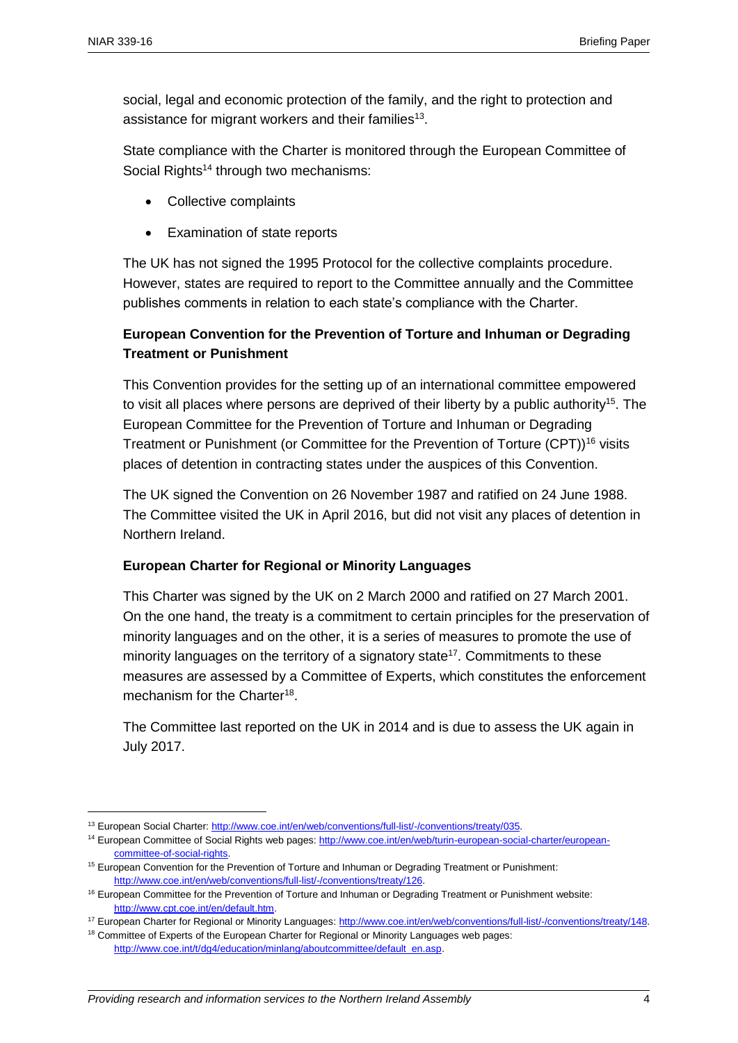social, legal and economic protection of the family, and the right to protection and assistance for migrant workers and their families[13].

State compliance with the Charter is monitored through the European Committee of Social Rights[14] through two mechanisms:

- Collective complaints
- Examination of state reports

The UK has not signed the 1995 Protocol for the collective complaints procedure. However, states are required to report to the Committee annually and the Committee publishes comments in relation to each state's compliance with the Charter.

**European Convention for the Prevention of Torture and Inhuman or Degrading Treatment or Punishment**

This Convention provides for the setting up of an international committee empowered to visit all places where persons are deprived of their liberty by a public authority[15]. The European Committee for the Prevention of Torture and Inhuman or Degrading Treatment or Punishment (or Committee for the Prevention of Torture (CPT))[16] visits places of detention in contracting states under the auspices of this Convention.

The UK signed the Convention on 26 November 1987 and ratified on 24 June 1988. The Committee visited the UK in April 2016, but did not visit any places of detention in Northern Ireland.

**European Charter for Regional or Minority Languages**

This Charter was signed by the UK on 2 March 2000 and ratified on 27 March 2001. On the one hand, the treaty is a commitment to certain principles for the preservation of minority languages and on the other, it is a series of measures to promote the use of minority languages on the territory of a signatory state[17]. Commitments to these measures are assessed by a Committee of Experts, which constitutes the enforcement mechanism for the Charter[18].

The Committee last reported on the UK in 2014 and is due to assess the UK again in July 2017.

---

[13] European Social Charter: http://www.coe.int/en/web/conventions/full-list/-/conventions/treaty/035.

[14] European Committee of Social Rights web pages: http://www.coe.int/en/web/turin-european-social-charter/european-committee-of-social-rights.

[15] European Convention for the Prevention of Torture and Inhuman or Degrading Treatment or Punishment: http://www.coe.int/en/web/conventions/full-list/-/conventions/treaty/126.

[16] European Committee for the Prevention of Torture and Inhuman or Degrading Treatment or Punishment website: http://www.cpt.coe.int/en/default.htm.

[17] European Charter for Regional or Minority Languages: http://www.coe.int/en/web/conventions/full-list/-/conventions/treaty/148.

[18] Committee of Experts of the European Charter for Regional or Minority Languages web pages: http://www.coe.int/t/dg4/education/minlang/aboutcommittee/default_en.asp.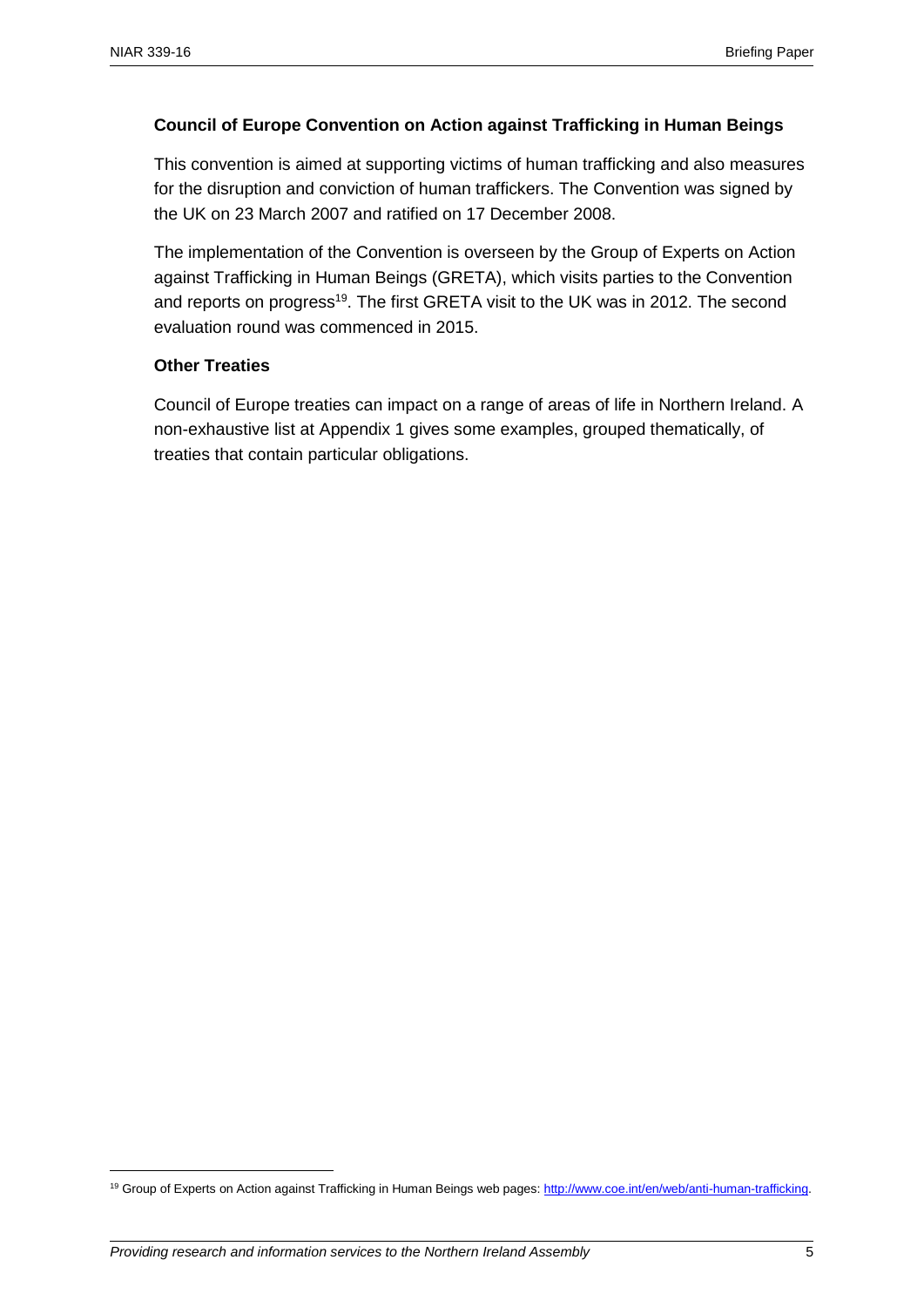### Council of Europe Convention on Action against Trafficking in Human Beings

This convention is aimed at supporting victims of human trafficking and also measures for the disruption and conviction of human traffickers. The Convention was signed by the UK on 23 March 2007 and ratified on 17 December 2008.

The implementation of the Convention is overseen by the Group of Experts on Action against Trafficking in Human Beings (GRETA), which visits parties to the Convention and reports on progress[19]. The first GRETA visit to the UK was in 2012. The second evaluation round was commenced in 2015.

### Other Treaties

Council of Europe treaties can impact on a range of areas of life in Northern Ireland. A non-exhaustive list at Appendix 1 gives some examples, grouped thematically, of treaties that contain particular obligations.

---

[19] Group of Experts on Action against Trafficking in Human Beings web pages: http://www.coe.int/en/web/anti-human-trafficking.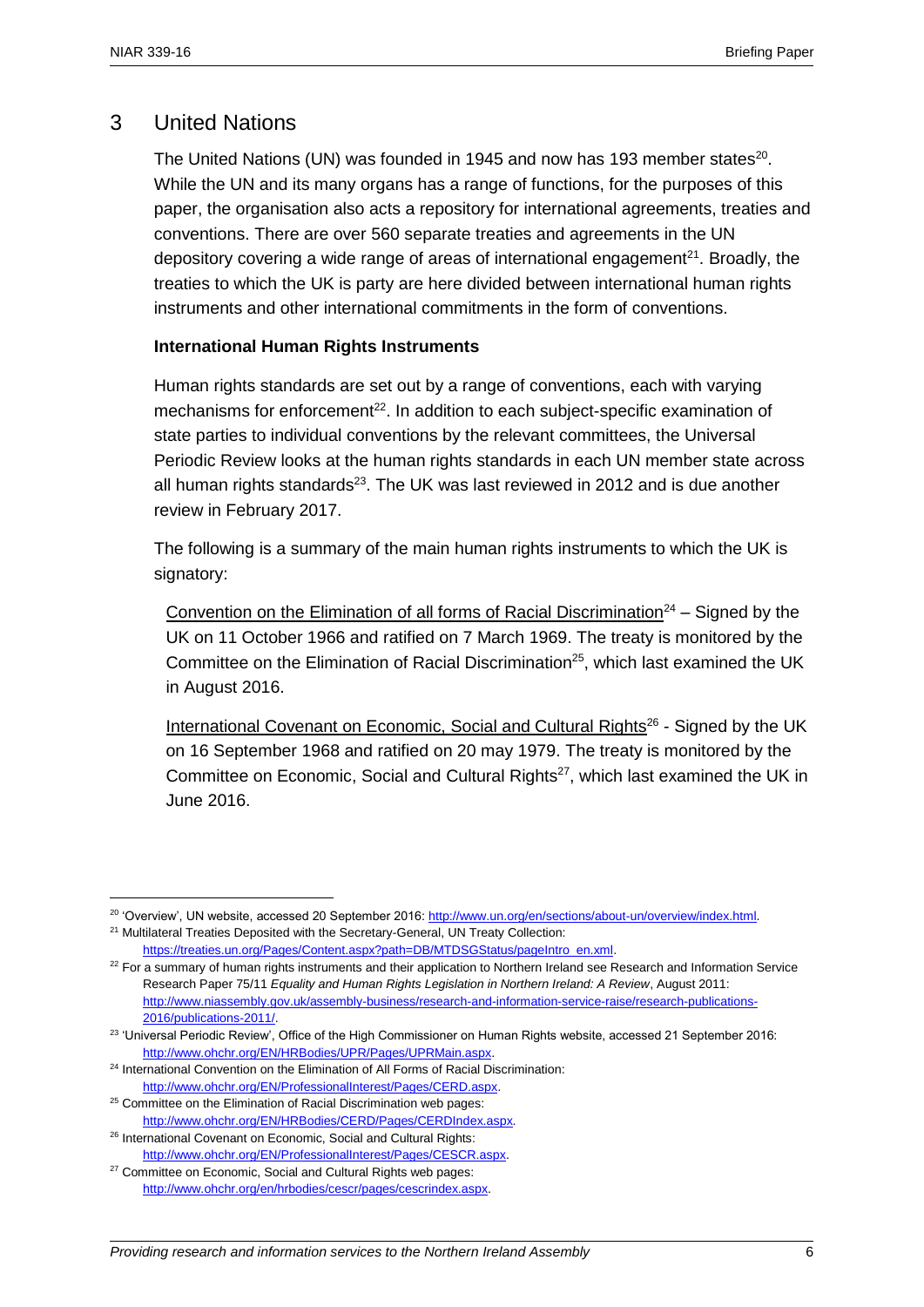## 3 United Nations

The United Nations (UN) was founded in 1945 and now has 193 member states[20]. While the UN and its many organs has a range of functions, for the purposes of this paper, the organisation also acts a repository for international agreements, treaties and conventions. There are over 560 separate treaties and agreements in the UN depository covering a wide range of areas of international engagement[21]. Broadly, the treaties to which the UK is party are here divided between international human rights instruments and other international commitments in the form of conventions.

**International Human Rights Instruments**

Human rights standards are set out by a range of conventions, each with varying mechanisms for enforcement[22]. In addition to each subject-specific examination of state parties to individual conventions by the relevant committees, the Universal Periodic Review looks at the human rights standards in each UN member state across all human rights standards[23]. The UK was last reviewed in 2012 and is due another review in February 2017.

The following is a summary of the main human rights instruments to which the UK is signatory:

Convention on the Elimination of all forms of Racial Discrimination[24] – Signed by the UK on 11 October 1966 and ratified on 7 March 1969. The treaty is monitored by the Committee on the Elimination of Racial Discrimination[25], which last examined the UK in August 2016.

International Covenant on Economic, Social and Cultural Rights[26] - Signed by the UK on 16 September 1968 and ratified on 20 may 1979. The treaty is monitored by the Committee on Economic, Social and Cultural Rights[27], which last examined the UK in June 2016.

---

[20] 'Overview', UN website, accessed 20 September 2016: http://www.un.org/en/sections/about-un/overview/index.html.

[21] Multilateral Treaties Deposited with the Secretary-General, UN Treaty Collection: https://treaties.un.org/Pages/Content.aspx?path=DB/MTDSGStatus/pageIntro_en.xml.

[22] For a summary of human rights instruments and their application to Northern Ireland see Research and Information Service Research Paper 75/11 *Equality and Human Rights Legislation in Northern Ireland: A Review*, August 2011: http://www.niassembly.gov.uk/assembly-business/research-and-information-service-raise/research-publications-2016/publications-2011/.

[23] 'Universal Periodic Review', Office of the High Commissioner on Human Rights website, accessed 21 September 2016: http://www.ohchr.org/EN/HRBodies/UPR/Pages/UPRMain.aspx.

[24] International Convention on the Elimination of All Forms of Racial Discrimination: http://www.ohchr.org/EN/ProfessionalInterest/Pages/CERD.aspx.

[25] Committee on the Elimination of Racial Discrimination web pages: http://www.ohchr.org/EN/HRBodies/CERD/Pages/CERDIndex.aspx.

[26] International Covenant on Economic, Social and Cultural Rights: http://www.ohchr.org/EN/ProfessionalInterest/Pages/CESCR.aspx.

[27] Committee on Economic, Social and Cultural Rights web pages: http://www.ohchr.org/en/hrbodies/cescr/pages/cescrindex.aspx.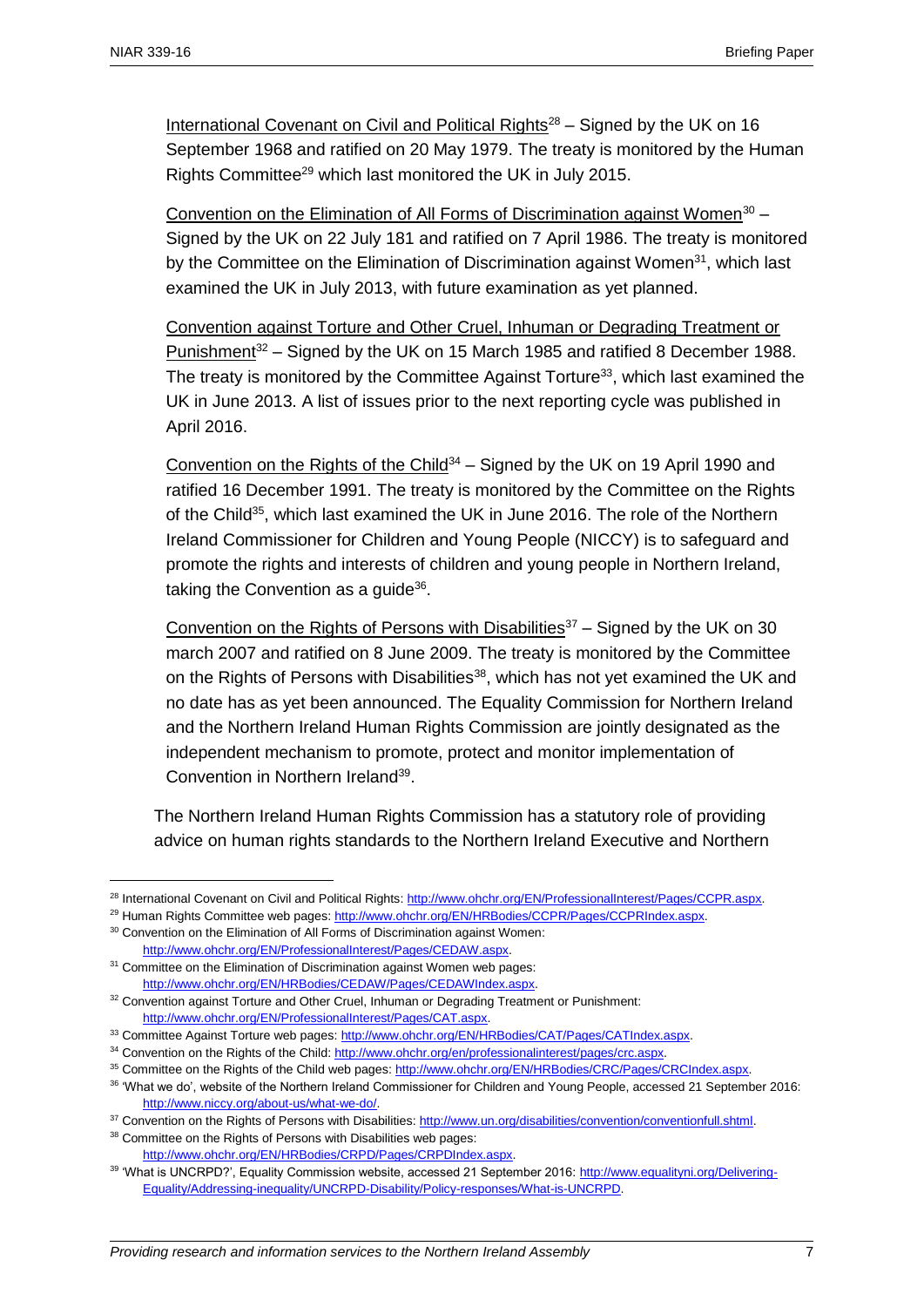International Covenant on Civil and Political Rights[28] – Signed by the UK on 16 September 1968 and ratified on 20 May 1979. The treaty is monitored by the Human Rights Committee[29] which last monitored the UK in July 2015.

Convention on the Elimination of All Forms of Discrimination against Women[30] – Signed by the UK on 22 July 181 and ratified on 7 April 1986. The treaty is monitored by the Committee on the Elimination of Discrimination against Women[31], which last examined the UK in July 2013, with future examination as yet planned.

Convention against Torture and Other Cruel, Inhuman or Degrading Treatment or Punishment[32] – Signed by the UK on 15 March 1985 and ratified 8 December 1988. The treaty is monitored by the Committee Against Torture[33], which last examined the UK in June 2013. A list of issues prior to the next reporting cycle was published in April 2016.

Convention on the Rights of the Child[34] – Signed by the UK on 19 April 1990 and ratified 16 December 1991. The treaty is monitored by the Committee on the Rights of the Child[35], which last examined the UK in June 2016. The role of the Northern Ireland Commissioner for Children and Young People (NICCY) is to safeguard and promote the rights and interests of children and young people in Northern Ireland, taking the Convention as a guide[36].

Convention on the Rights of Persons with Disabilities[37] – Signed by the UK on 30 march 2007 and ratified on 8 June 2009. The treaty is monitored by the Committee on the Rights of Persons with Disabilities[38], which has not yet examined the UK and no date has as yet been announced. The Equality Commission for Northern Ireland and the Northern Ireland Human Rights Commission are jointly designated as the independent mechanism to promote, protect and monitor implementation of Convention in Northern Ireland[39].

The Northern Ireland Human Rights Commission has a statutory role of providing advice on human rights standards to the Northern Ireland Executive and Northern

---

[28] International Covenant on Civil and Political Rights: http://www.ohchr.org/EN/ProfessionalInterest/Pages/CCPR.aspx.

[29] Human Rights Committee web pages: http://www.ohchr.org/EN/HRBodies/CCPR/Pages/CCPRIndex.aspx.

[30] Convention on the Elimination of All Forms of Discrimination against Women: http://www.ohchr.org/EN/ProfessionalInterest/Pages/CEDAW.aspx.

[31] Committee on the Elimination of Discrimination against Women web pages: http://www.ohchr.org/EN/HRBodies/CEDAW/Pages/CEDAWIndex.aspx.

[32] Convention against Torture and Other Cruel, Inhuman or Degrading Treatment or Punishment: http://www.ohchr.org/EN/ProfessionalInterest/Pages/CAT.aspx.

[33] Committee Against Torture web pages: http://www.ohchr.org/EN/HRBodies/CAT/Pages/CATIndex.aspx.

[34] Convention on the Rights of the Child: http://www.ohchr.org/en/professionalinterest/pages/crc.aspx.

[35] Committee on the Rights of the Child web pages: http://www.ohchr.org/EN/HRBodies/CRC/Pages/CRCIndex.aspx.

[36] 'What we do', website of the Northern Ireland Commissioner for Children and Young People, accessed 21 September 2016: http://www.niccy.org/about-us/what-we-do/.

[37] Convention on the Rights of Persons with Disabilities: http://www.un.org/disabilities/convention/conventionfull.shtml.

[38] Committee on the Rights of Persons with Disabilities web pages: http://www.ohchr.org/EN/HRBodies/CRPD/Pages/CRPDIndex.aspx.

[39] 'What is UNCRPD?', Equality Commission website, accessed 21 September 2016: http://www.equalityni.org/Delivering-Equality/Addressing-inequality/UNCRPD-Disability/Policy-responses/What-is-UNCRPD.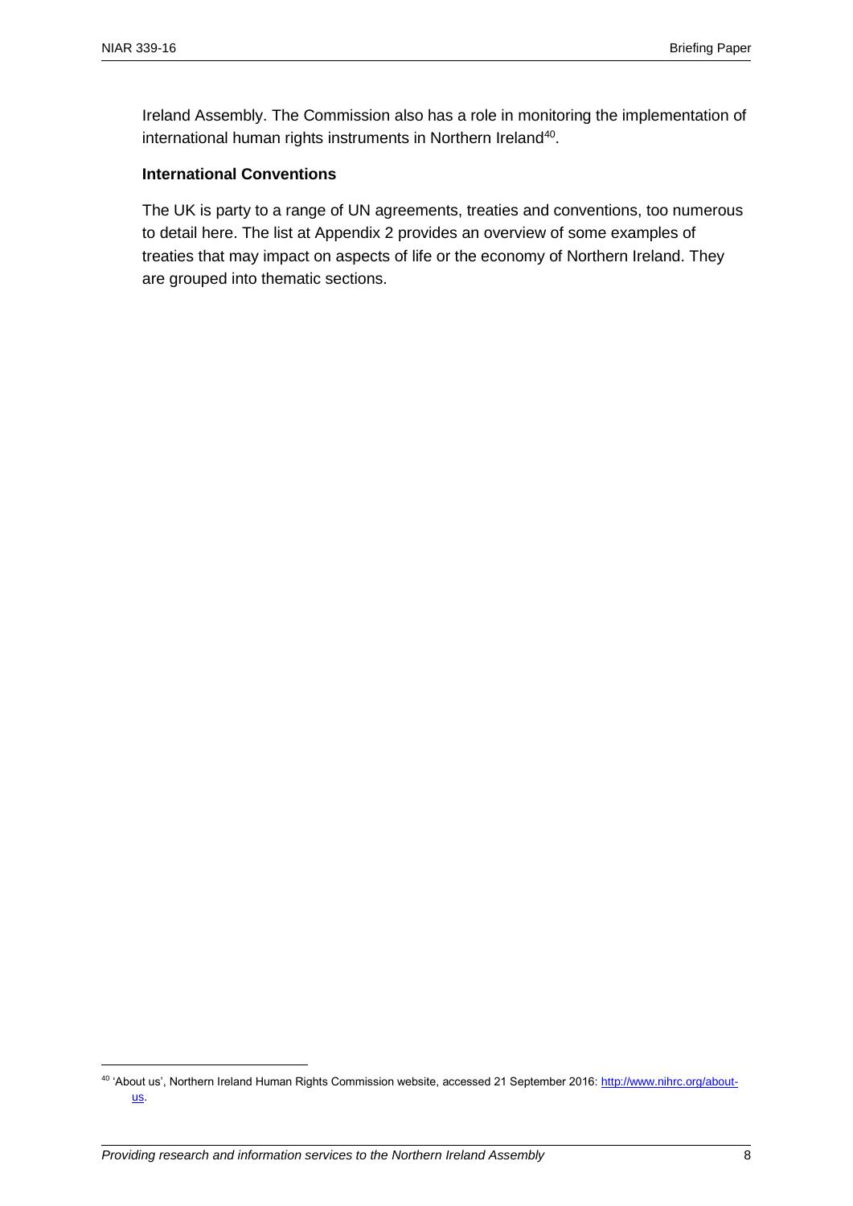Ireland Assembly. The Commission also has a role in monitoring the implementation of international human rights instruments in Northern Ireland[40].

**International Conventions**

The UK is party to a range of UN agreements, treaties and conventions, too numerous to detail here. The list at Appendix 2 provides an overview of some examples of treaties that may impact on aspects of life or the economy of Northern Ireland. They are grouped into thematic sections.

[40] 'About us', Northern Ireland Human Rights Commission website, accessed 21 September 2016: http://www.nihrc.org/about-us.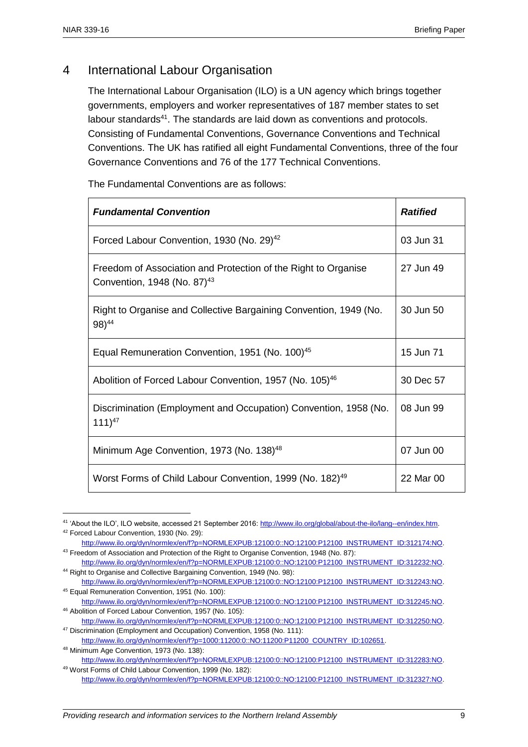## 4 International Labour Organisation

The International Labour Organisation (ILO) is a UN agency which brings together governments, employers and worker representatives of 187 member states to set labour standards[41]. The standards are laid down as conventions and protocols. Consisting of Fundamental Conventions, Governance Conventions and Technical Conventions. The UK has ratified all eight Fundamental Conventions, three of the four Governance Conventions and 76 of the 177 Technical Conventions.

The Fundamental Conventions are as follows:

| ***Fundamental Convention*** | ***Ratified*** |
|---|---|
| Forced Labour Convention, 1930 (No. 29)[42] | 03 Jun 31 |
| Freedom of Association and Protection of the Right to Organise Convention, 1948 (No. 87)[43] | 27 Jun 49 |
| Right to Organise and Collective Bargaining Convention, 1949 (No. 98)[44] | 30 Jun 50 |
| Equal Remuneration Convention, 1951 (No. 100)[45] | 15 Jun 71 |
| Abolition of Forced Labour Convention, 1957 (No. 105)[46] | 30 Dec 57 |
| Discrimination (Employment and Occupation) Convention, 1958 (No. 111)[47] | 08 Jun 99 |
| Minimum Age Convention, 1973 (No. 138)[48] | 07 Jun 00 |
| Worst Forms of Child Labour Convention, 1999 (No. 182)[49] | 22 Mar 00 |

---

[41] 'About the ILO', ILO website, accessed 21 September 2016: http://www.ilo.org/global/about-the-ilo/lang--en/index.htm.

[42] Forced Labour Convention, 1930 (No. 29): http://www.ilo.org/dyn/normlex/en/f?p=NORMLEXPUB:12100:0::NO:12100:P12100_INSTRUMENT_ID:312174:NO.

[43] Freedom of Association and Protection of the Right to Organise Convention, 1948 (No. 87): http://www.ilo.org/dyn/normlex/en/f?p=NORMLEXPUB:12100:0::NO:12100:P12100_INSTRUMENT_ID:312232:NO.

[44] Right to Organise and Collective Bargaining Convention, 1949 (No. 98): http://www.ilo.org/dyn/normlex/en/f?p=NORMLEXPUB:12100:0::NO:12100:P12100_INSTRUMENT_ID:312243:NO.

[45] Equal Remuneration Convention, 1951 (No. 100): http://www.ilo.org/dyn/normlex/en/f?p=NORMLEXPUB:12100:0::NO:12100:P12100_INSTRUMENT_ID:312245:NO.

[46] Abolition of Forced Labour Convention, 1957 (No. 105): http://www.ilo.org/dyn/normlex/en/f?p=NORMLEXPUB:12100:0::NO:12100:P12100_INSTRUMENT_ID:312250:NO.

[47] Discrimination (Employment and Occupation) Convention, 1958 (No. 111): http://www.ilo.org/dyn/normlex/en/f?p=1000:11200:0::NO:11200:P11200_COUNTRY_ID:102651.

[48] Minimum Age Convention, 1973 (No. 138): http://www.ilo.org/dyn/normlex/en/f?p=NORMLEXPUB:12100:0::NO:12100:P12100_INSTRUMENT_ID:312283:NO.

[49] Worst Forms of Child Labour Convention, 1999 (No. 182): http://www.ilo.org/dyn/normlex/en/f?p=NORMLEXPUB:12100:0::NO:12100:P12100_INSTRUMENT_ID:312327:NO.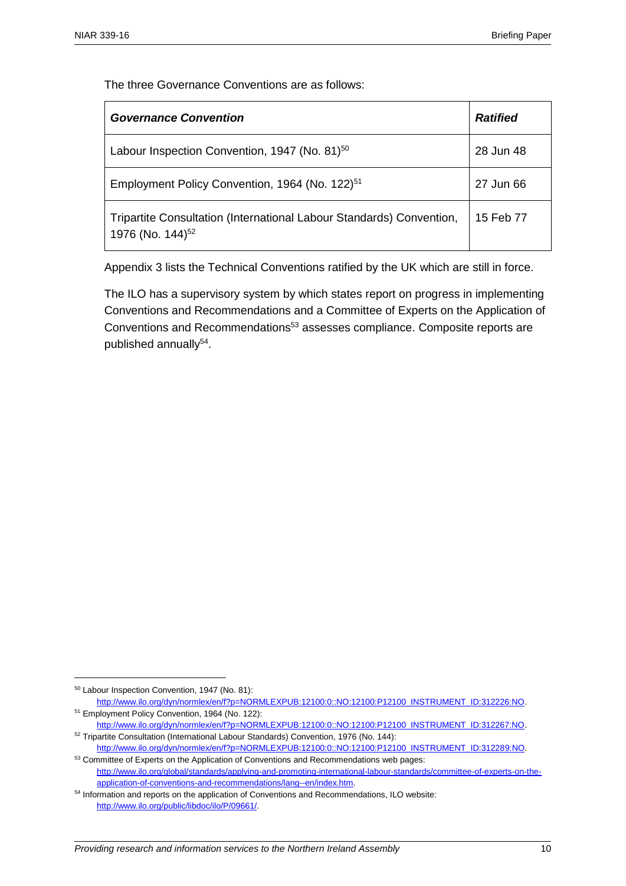The three Governance Conventions are as follows:

| ***Governance Convention*** | ***Ratified*** |
|---|---|
| Labour Inspection Convention, 1947 (No. 81)[50] | 28 Jun 48 |
| Employment Policy Convention, 1964 (No. 122)[51] | 27 Jun 66 |
| Tripartite Consultation (International Labour Standards) Convention, 1976 (No. 144)[52] | 15 Feb 77 |

Appendix 3 lists the Technical Conventions ratified by the UK which are still in force.

The ILO has a supervisory system by which states report on progress in implementing Conventions and Recommendations and a Committee of Experts on the Application of Conventions and Recommendations[53] assesses compliance. Composite reports are published annually[54].

---

[50] Labour Inspection Convention, 1947 (No. 81): http://www.ilo.org/dyn/normlex/en/f?p=NORMLEXPUB:12100:0::NO:12100:P12100_INSTRUMENT_ID:312226:NO.

[51] Employment Policy Convention, 1964 (No. 122): http://www.ilo.org/dyn/normlex/en/f?p=NORMLEXPUB:12100:0::NO:12100:P12100_INSTRUMENT_ID:312267:NO.

[52] Tripartite Consultation (International Labour Standards) Convention, 1976 (No. 144): http://www.ilo.org/dyn/normlex/en/f?p=NORMLEXPUB:12100:0::NO:12100:P12100_INSTRUMENT_ID:312289:NO.

[53] Committee of Experts on the Application of Conventions and Recommendations web pages: http://www.ilo.org/global/standards/applying-and-promoting-international-labour-standards/committee-of-experts-on-the-application-of-conventions-and-recommendations/lang--en/index.htm.

[54] Information and reports on the application of Conventions and Recommendations, ILO website: http://www.ilo.org/public/libdoc/ilo/P/09661/.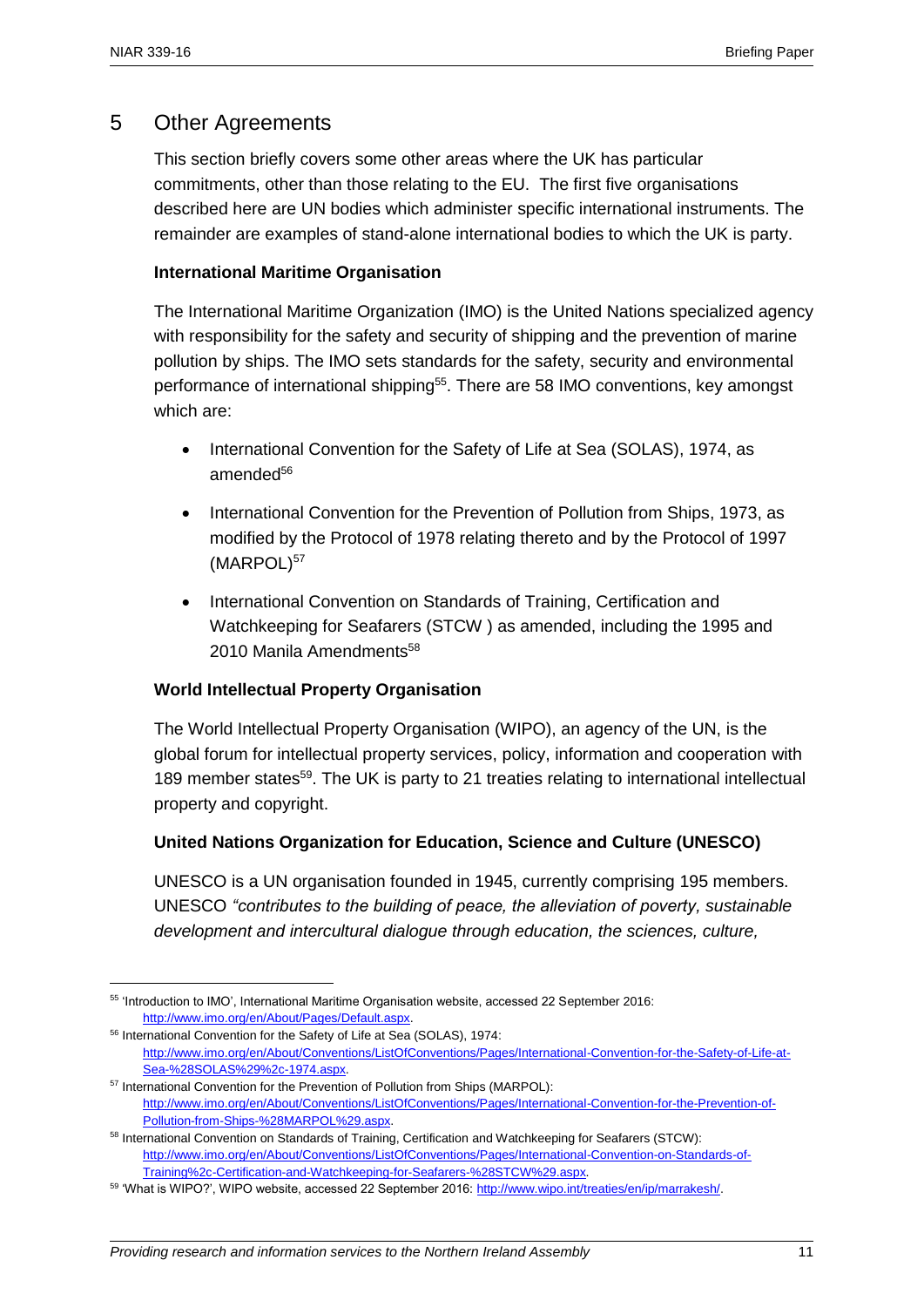## 5 Other Agreements

This section briefly covers some other areas where the UK has particular commitments, other than those relating to the EU. The first five organisations described here are UN bodies which administer specific international instruments. The remainder are examples of stand-alone international bodies to which the UK is party.

**International Maritime Organisation**

The International Maritime Organization (IMO) is the United Nations specialized agency with responsibility for the safety and security of shipping and the prevention of marine pollution by ships. The IMO sets standards for the safety, security and environmental performance of international shipping[55]. There are 58 IMO conventions, key amongst which are:

- International Convention for the Safety of Life at Sea (SOLAS), 1974, as amended[56]
- International Convention for the Prevention of Pollution from Ships, 1973, as modified by the Protocol of 1978 relating thereto and by the Protocol of 1997 (MARPOL)[57]
- International Convention on Standards of Training, Certification and Watchkeeping for Seafarers (STCW ) as amended, including the 1995 and 2010 Manila Amendments[58]

**World Intellectual Property Organisation**

The World Intellectual Property Organisation (WIPO), an agency of the UN, is the global forum for intellectual property services, policy, information and cooperation with 189 member states[59]. The UK is party to 21 treaties relating to international intellectual property and copyright.

**United Nations Organization for Education, Science and Culture (UNESCO)**

UNESCO is a UN organisation founded in 1945, currently comprising 195 members. UNESCO *"contributes to the building of peace, the alleviation of poverty, sustainable development and intercultural dialogue through education, the sciences, culture,*

---

[55] 'Introduction to IMO', International Maritime Organisation website, accessed 22 September 2016: http://www.imo.org/en/About/Pages/Default.aspx.

[56] International Convention for the Safety of Life at Sea (SOLAS), 1974: http://www.imo.org/en/About/Conventions/ListOfConventions/Pages/International-Convention-for-the-Safety-of-Life-at-Sea-%28SOLAS%29%2c-1974.aspx.

[57] International Convention for the Prevention of Pollution from Ships (MARPOL): http://www.imo.org/en/About/Conventions/ListOfConventions/Pages/International-Convention-for-the-Prevention-of-Pollution-from-Ships-%28MARPOL%29.aspx.

[58] International Convention on Standards of Training, Certification and Watchkeeping for Seafarers (STCW): http://www.imo.org/en/About/Conventions/ListOfConventions/Pages/International-Convention-on-Standards-of-Training%2c-Certification-and-Watchkeeping-for-Seafarers-%28STCW%29.aspx.

[59] 'What is WIPO?', WIPO website, accessed 22 September 2016: http://www.wipo.int/treaties/en/ip/marrakesh/.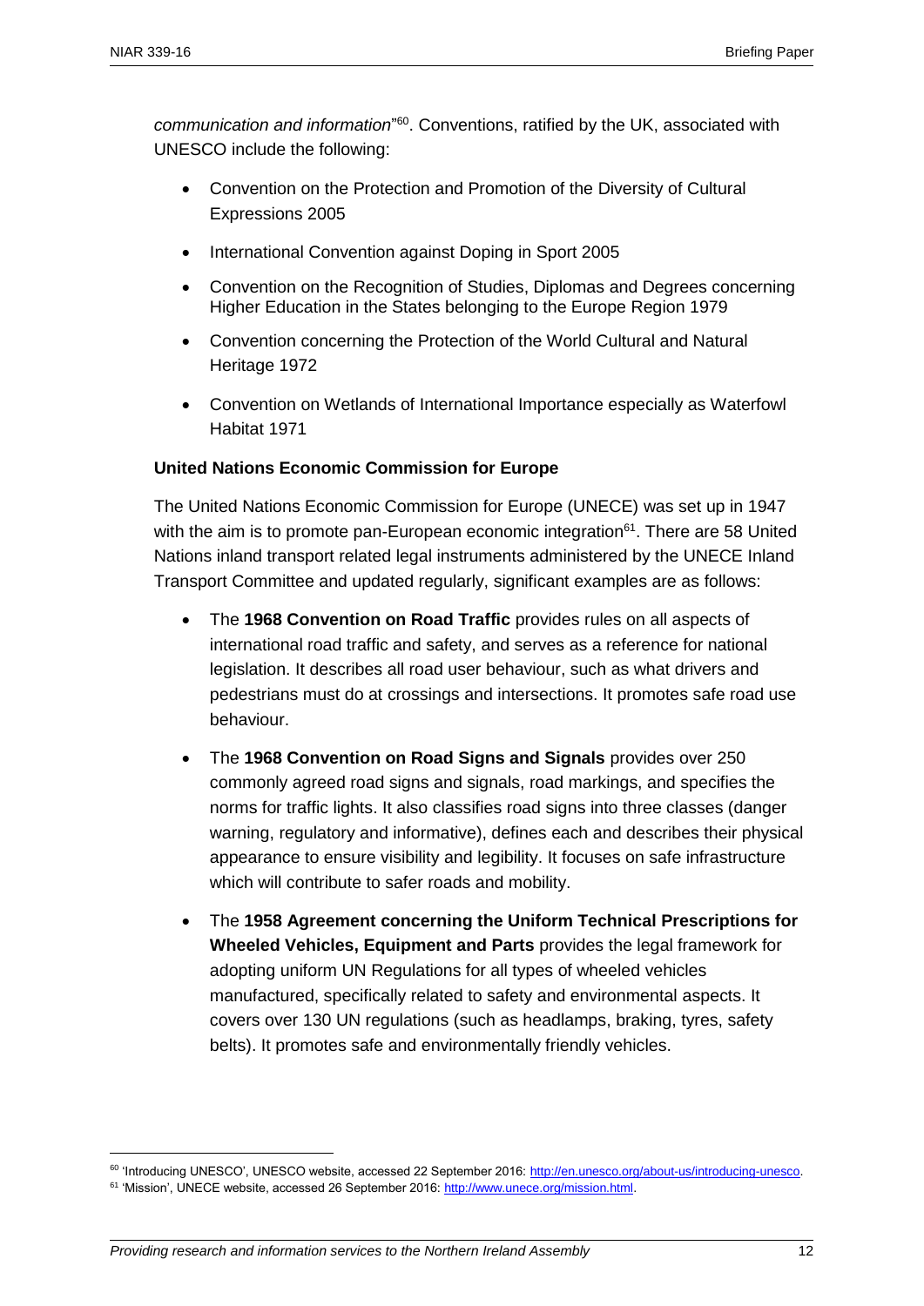*communication and information*"[60]. Conventions, ratified by the UK, associated with UNESCO include the following:

- Convention on the Protection and Promotion of the Diversity of Cultural Expressions 2005
- International Convention against Doping in Sport 2005
- Convention on the Recognition of Studies, Diplomas and Degrees concerning Higher Education in the States belonging to the Europe Region 1979
- Convention concerning the Protection of the World Cultural and Natural Heritage 1972
- Convention on Wetlands of International Importance especially as Waterfowl Habitat 1971

**United Nations Economic Commission for Europe**

The United Nations Economic Commission for Europe (UNECE) was set up in 1947 with the aim is to promote pan-European economic integration[61]. There are 58 United Nations inland transport related legal instruments administered by the UNECE Inland Transport Committee and updated regularly, significant examples are as follows:

- The **1968 Convention on Road Traffic** provides rules on all aspects of international road traffic and safety, and serves as a reference for national legislation. It describes all road user behaviour, such as what drivers and pedestrians must do at crossings and intersections. It promotes safe road use behaviour.
- The **1968 Convention on Road Signs and Signals** provides over 250 commonly agreed road signs and signals, road markings, and specifies the norms for traffic lights. It also classifies road signs into three classes (danger warning, regulatory and informative), defines each and describes their physical appearance to ensure visibility and legibility. It focuses on safe infrastructure which will contribute to safer roads and mobility.
- The **1958 Agreement concerning the Uniform Technical Prescriptions for Wheeled Vehicles, Equipment and Parts** provides the legal framework for adopting uniform UN Regulations for all types of wheeled vehicles manufactured, specifically related to safety and environmental aspects. It covers over 130 UN regulations (such as headlamps, braking, tyres, safety belts). It promotes safe and environmentally friendly vehicles.

[60] 'Introducing UNESCO', UNESCO website, accessed 22 September 2016: http://en.unesco.org/about-us/introducing-unesco.

[61] 'Mission', UNECE website, accessed 26 September 2016: http://www.unece.org/mission.html.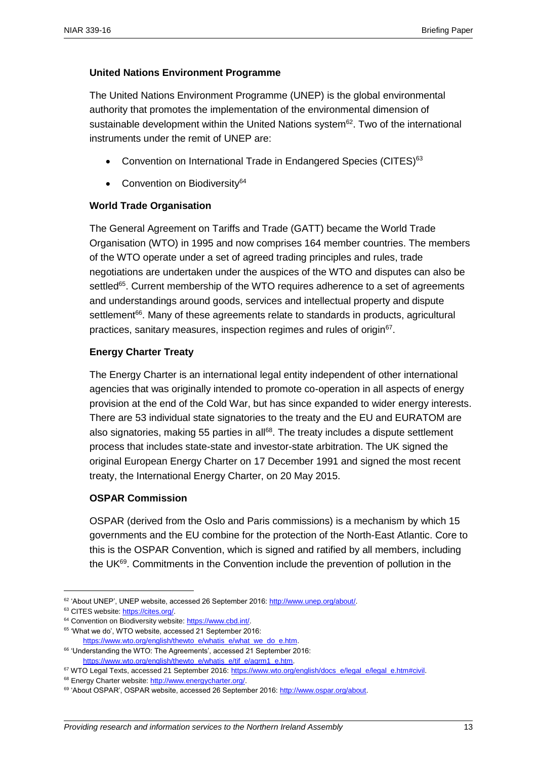**United Nations Environment Programme**

The United Nations Environment Programme (UNEP) is the global environmental authority that promotes the implementation of the environmental dimension of sustainable development within the United Nations system[62]. Two of the international instruments under the remit of UNEP are:

- Convention on International Trade in Endangered Species (CITES)[63]
- Convention on Biodiversity[64]

**World Trade Organisation**

The General Agreement on Tariffs and Trade (GATT) became the World Trade Organisation (WTO) in 1995 and now comprises 164 member countries. The members of the WTO operate under a set of agreed trading principles and rules, trade negotiations are undertaken under the auspices of the WTO and disputes can also be settled[65]. Current membership of the WTO requires adherence to a set of agreements and understandings around goods, services and intellectual property and dispute settlement[66]. Many of these agreements relate to standards in products, agricultural practices, sanitary measures, inspection regimes and rules of origin[67].

**Energy Charter Treaty**

The Energy Charter is an international legal entity independent of other international agencies that was originally intended to promote co-operation in all aspects of energy provision at the end of the Cold War, but has since expanded to wider energy interests. There are 53 individual state signatories to the treaty and the EU and EURATOM are also signatories, making 55 parties in all[68]. The treaty includes a dispute settlement process that includes state-state and investor-state arbitration. The UK signed the original European Energy Charter on 17 December 1991 and signed the most recent treaty, the International Energy Charter, on 20 May 2015.

**OSPAR Commission**

OSPAR (derived from the Oslo and Paris commissions) is a mechanism by which 15 governments and the EU combine for the protection of the North-East Atlantic. Core to this is the OSPAR Convention, which is signed and ratified by all members, including the UK[69]. Commitments in the Convention include the prevention of pollution in the

---

[62] 'About UNEP', UNEP website, accessed 26 September 2016: http://www.unep.org/about/.

[63] CITES website: https://cites.org/.

[64] Convention on Biodiversity website: https://www.cbd.int/.

[65] 'What we do', WTO website, accessed 21 September 2016: https://www.wto.org/english/thewto_e/whatis_e/what_we_do_e.htm.

[66] 'Understanding the WTO: The Agreements', accessed 21 September 2016: https://www.wto.org/english/thewto_e/whatis_e/tif_e/agrm1_e.htm.

[67] WTO Legal Texts, accessed 21 September 2016: https://www.wto.org/english/docs_e/legal_e/legal_e.htm#civil.

[68] Energy Charter website: http://www.energycharter.org/.

[69] 'About OSPAR', OSPAR website, accessed 26 September 2016: http://www.ospar.org/about.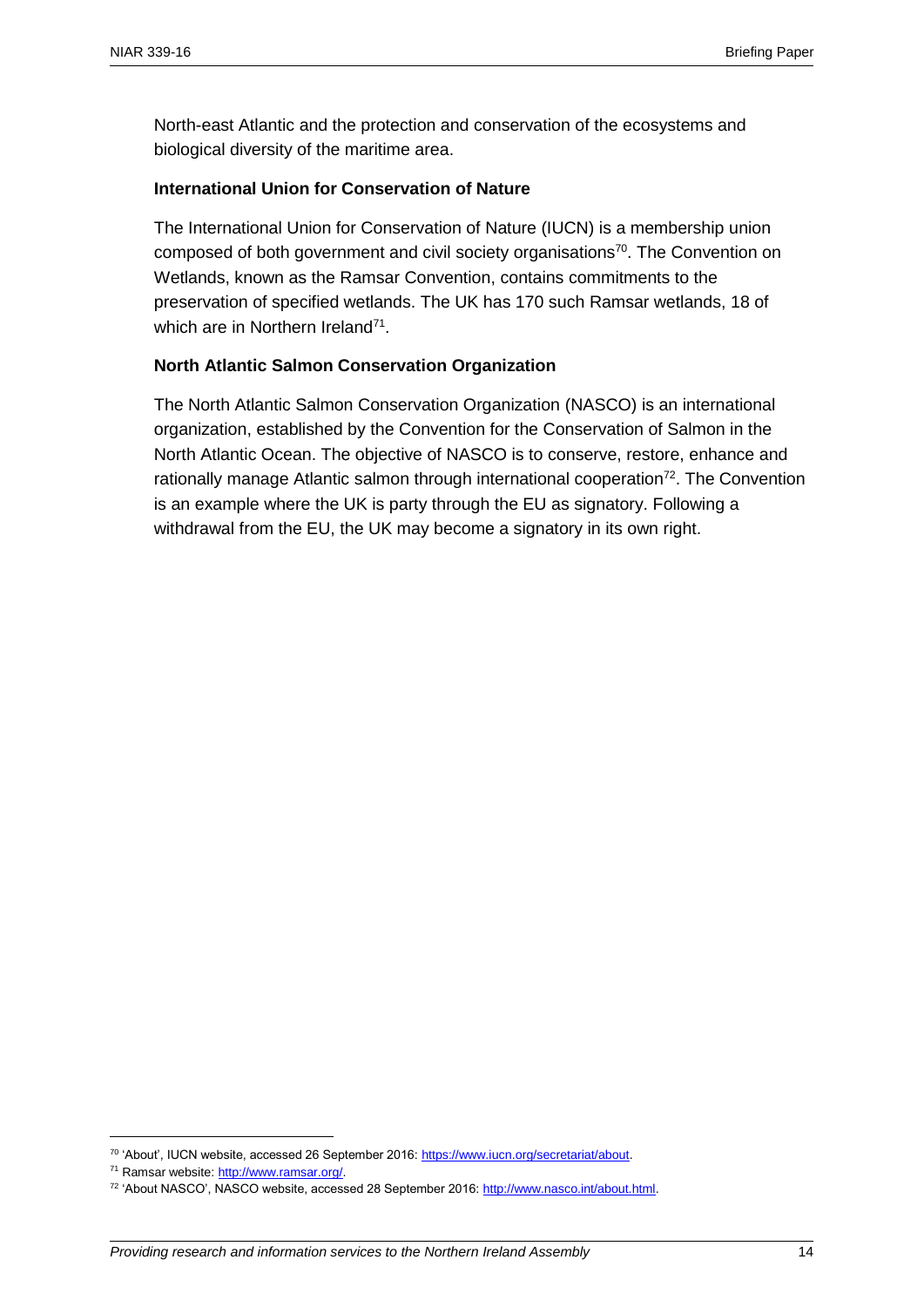North-east Atlantic and the protection and conservation of the ecosystems and biological diversity of the maritime area.

**International Union for Conservation of Nature**

The International Union for Conservation of Nature (IUCN) is a membership union composed of both government and civil society organisations[70]. The Convention on Wetlands, known as the Ramsar Convention, contains commitments to the preservation of specified wetlands. The UK has 170 such Ramsar wetlands, 18 of which are in Northern Ireland[71].

**North Atlantic Salmon Conservation Organization**

The North Atlantic Salmon Conservation Organization (NASCO) is an international organization, established by the Convention for the Conservation of Salmon in the North Atlantic Ocean. The objective of NASCO is to conserve, restore, enhance and rationally manage Atlantic salmon through international cooperation[72]. The Convention is an example where the UK is party through the EU as signatory. Following a withdrawal from the EU, the UK may become a signatory in its own right.

---

[70] 'About', IUCN website, accessed 26 September 2016: https://www.iucn.org/secretariat/about.

[71] Ramsar website: http://www.ramsar.org/.

[72] 'About NASCO', NASCO website, accessed 28 September 2016: http://www.nasco.int/about.html.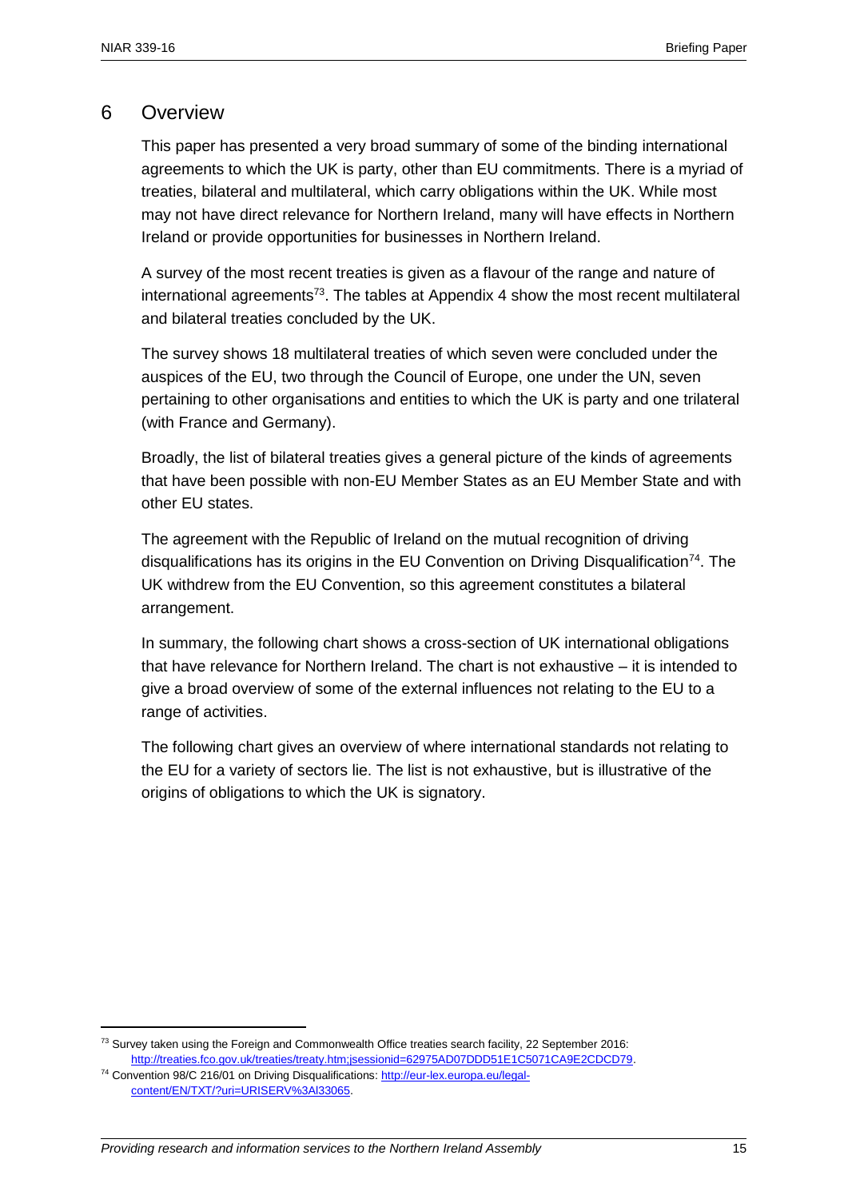## 6 Overview

This paper has presented a very broad summary of some of the binding international agreements to which the UK is party, other than EU commitments. There is a myriad of treaties, bilateral and multilateral, which carry obligations within the UK. While most may not have direct relevance for Northern Ireland, many will have effects in Northern Ireland or provide opportunities for businesses in Northern Ireland.

A survey of the most recent treaties is given as a flavour of the range and nature of international agreements[73]. The tables at Appendix 4 show the most recent multilateral and bilateral treaties concluded by the UK.

The survey shows 18 multilateral treaties of which seven were concluded under the auspices of the EU, two through the Council of Europe, one under the UN, seven pertaining to other organisations and entities to which the UK is party and one trilateral (with France and Germany).

Broadly, the list of bilateral treaties gives a general picture of the kinds of agreements that have been possible with non-EU Member States as an EU Member State and with other EU states.

The agreement with the Republic of Ireland on the mutual recognition of driving disqualifications has its origins in the EU Convention on Driving Disqualification[74]. The UK withdrew from the EU Convention, so this agreement constitutes a bilateral arrangement.

In summary, the following chart shows a cross-section of UK international obligations that have relevance for Northern Ireland. The chart is not exhaustive – it is intended to give a broad overview of some of the external influences not relating to the EU to a range of activities.

The following chart gives an overview of where international standards not relating to the EU for a variety of sectors lie. The list is not exhaustive, but is illustrative of the origins of obligations to which the UK is signatory.

---

[73] Survey taken using the Foreign and Commonwealth Office treaties search facility, 22 September 2016: http://treaties.fco.gov.uk/treaties/treaty.htm;jsessionid=62975AD07DDD51E1C5071CA9E2CDCD79.

[74] Convention 98/C 216/01 on Driving Disqualifications: http://eur-lex.europa.eu/legal-content/EN/TXT/?uri=URISERV%3Al33065.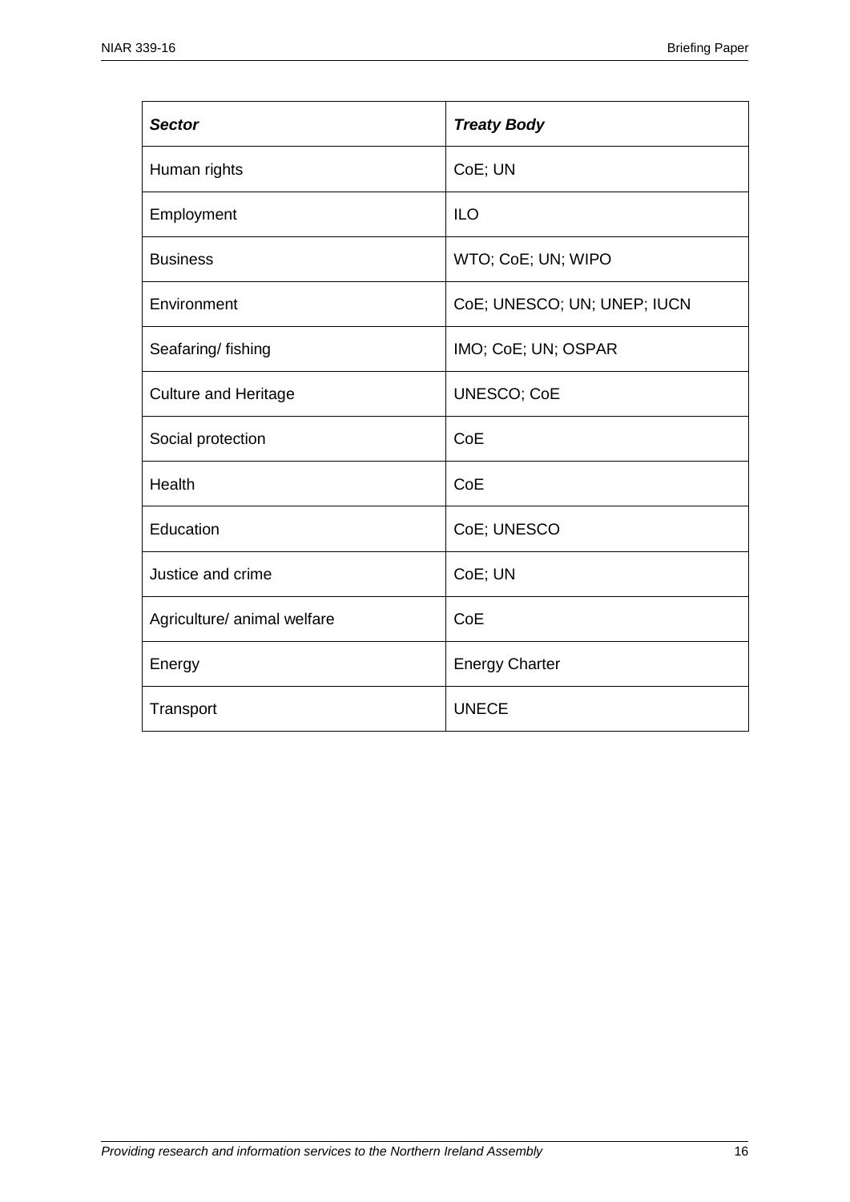| ***Sector*** | ***Treaty Body*** |
|---|---|
| Human rights | CoE; UN |
| Employment | ILO |
| Business | WTO; CoE; UN; WIPO |
| Environment | CoE; UNESCO; UN; UNEP; IUCN |
| Seafaring/ fishing | IMO; CoE; UN; OSPAR |
| Culture and Heritage | UNESCO; CoE |
| Social protection | CoE |
| Health | CoE |
| Education | CoE; UNESCO |
| Justice and crime | CoE; UN |
| Agriculture/ animal welfare | CoE |
| Energy | Energy Charter |
| Transport | UNECE |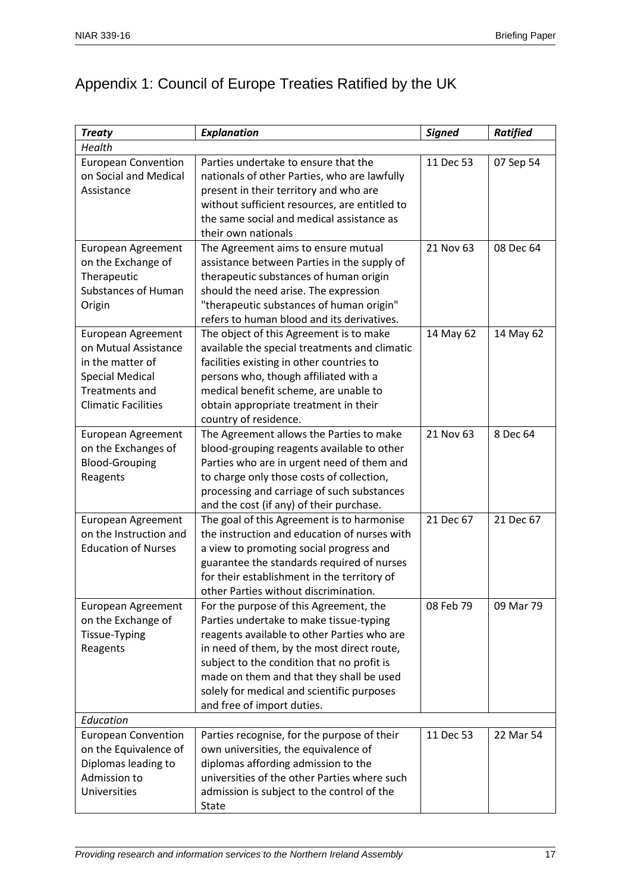## Appendix 1: Council of Europe Treaties Ratified by the UK

| ***Treaty*** | ***Explanation*** | ***Signed*** | ***Ratified*** |
|---|---|---|---|
| *Health* | | | |
| European Convention on Social and Medical Assistance | Parties undertake to ensure that the nationals of other Parties, who are lawfully present in their territory and who are without sufficient resources, are entitled to the same social and medical assistance as their own nationals | 11 Dec 53 | 07 Sep 54 |
| European Agreement on the Exchange of Therapeutic Substances of Human Origin | The Agreement aims to ensure mutual assistance between Parties in the supply of therapeutic substances of human origin should the need arise. The expression "therapeutic substances of human origin" refers to human blood and its derivatives. | 21 Nov 63 | 08 Dec 64 |
| European Agreement on Mutual Assistance in the matter of Special Medical Treatments and Climatic Facilities | The object of this Agreement is to make available the special treatments and climatic facilities existing in other countries to persons who, though affiliated with a medical benefit scheme, are unable to obtain appropriate treatment in their country of residence. | 14 May 62 | 14 May 62 |
| European Agreement on the Exchanges of Blood-Grouping Reagents | The Agreement allows the Parties to make blood-grouping reagents available to other Parties who are in urgent need of them and to charge only those costs of collection, processing and carriage of such substances and the cost (if any) of their purchase. | 21 Nov 63 | 8 Dec 64 |
| European Agreement on the Instruction and Education of Nurses | The goal of this Agreement is to harmonise the instruction and education of nurses with a view to promoting social progress and guarantee the standards required of nurses for their establishment in the territory of other Parties without discrimination. | 21 Dec 67 | 21 Dec 67 |
| European Agreement on the Exchange of Tissue-Typing Reagents | For the purpose of this Agreement, the Parties undertake to make tissue-typing reagents available to other Parties who are in need of them, by the most direct route, subject to the condition that no profit is made on them and that they shall be used solely for medical and scientific purposes and free of import duties. | 08 Feb 79 | 09 Mar 79 |
| *Education* | | | |
| European Convention on the Equivalence of Diplomas leading to Admission to Universities | Parties recognise, for the purpose of their own universities, the equivalence of diplomas affording admission to the universities of the other Parties where such admission is subject to the control of the State | 11 Dec 53 | 22 Mar 54 |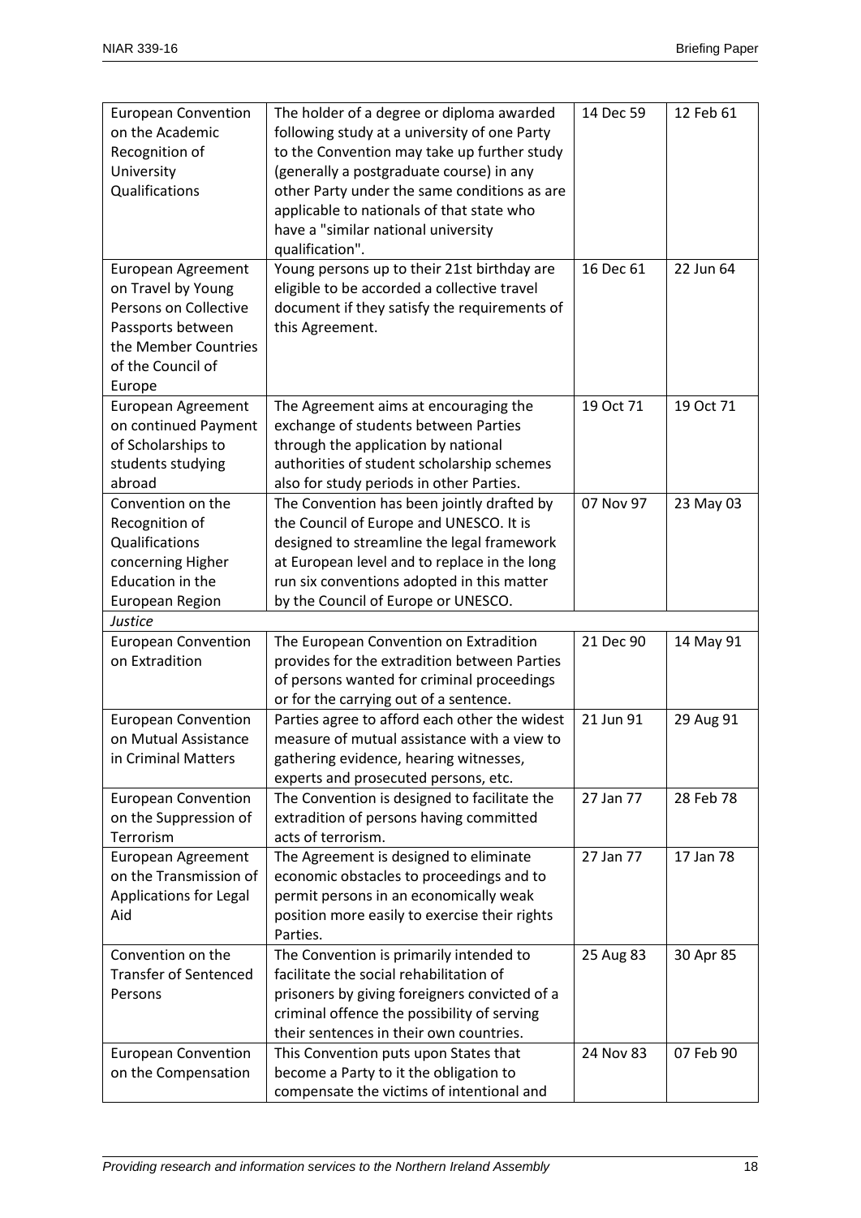| | | | |
|---|---|---|---|
| European Convention on the Academic Recognition of University Qualifications | The holder of a degree or diploma awarded following study at a university of one Party to the Convention may take up further study (generally a postgraduate course) in any other Party under the same conditions as are applicable to nationals of that state who have a "similar national university qualification". | 14 Dec 59 | 12 Feb 61 |
| European Agreement on Travel by Young Persons on Collective Passports between the Member Countries of the Council of Europe | Young persons up to their 21st birthday are eligible to be accorded a collective travel document if they satisfy the requirements of this Agreement. | 16 Dec 61 | 22 Jun 64 |
| European Agreement on continued Payment of Scholarships to students studying abroad | The Agreement aims at encouraging the exchange of students between Parties through the application by national authorities of student scholarship schemes also for study periods in other Parties. | 19 Oct 71 | 19 Oct 71 |
| Convention on the Recognition of Qualifications concerning Higher Education in the European Region | The Convention has been jointly drafted by the Council of Europe and UNESCO. It is designed to streamline the legal framework at European level and to replace in the long run six conventions adopted in this matter by the Council of Europe or UNESCO. | 07 Nov 97 | 23 May 03 |
| *Justice* | | | |
| European Convention on Extradition | The European Convention on Extradition provides for the extradition between Parties of persons wanted for criminal proceedings or for the carrying out of a sentence. | 21 Dec 90 | 14 May 91 |
| European Convention on Mutual Assistance in Criminal Matters | Parties agree to afford each other the widest measure of mutual assistance with a view to gathering evidence, hearing witnesses, experts and prosecuted persons, etc. | 21 Jun 91 | 29 Aug 91 |
| European Convention on the Suppression of Terrorism | The Convention is designed to facilitate the extradition of persons having committed acts of terrorism. | 27 Jan 77 | 28 Feb 78 |
| European Agreement on the Transmission of Applications for Legal Aid | The Agreement is designed to eliminate economic obstacles to proceedings and to permit persons in an economically weak position more easily to exercise their rights Parties. | 27 Jan 77 | 17 Jan 78 |
| Convention on the Transfer of Sentenced Persons | The Convention is primarily intended to facilitate the social rehabilitation of prisoners by giving foreigners convicted of a criminal offence the possibility of serving their sentences in their own countries. | 25 Aug 83 | 30 Apr 85 |
| European Convention on the Compensation | This Convention puts upon States that become a Party to it the obligation to compensate the victims of intentional and | 24 Nov 83 | 07 Feb 90 |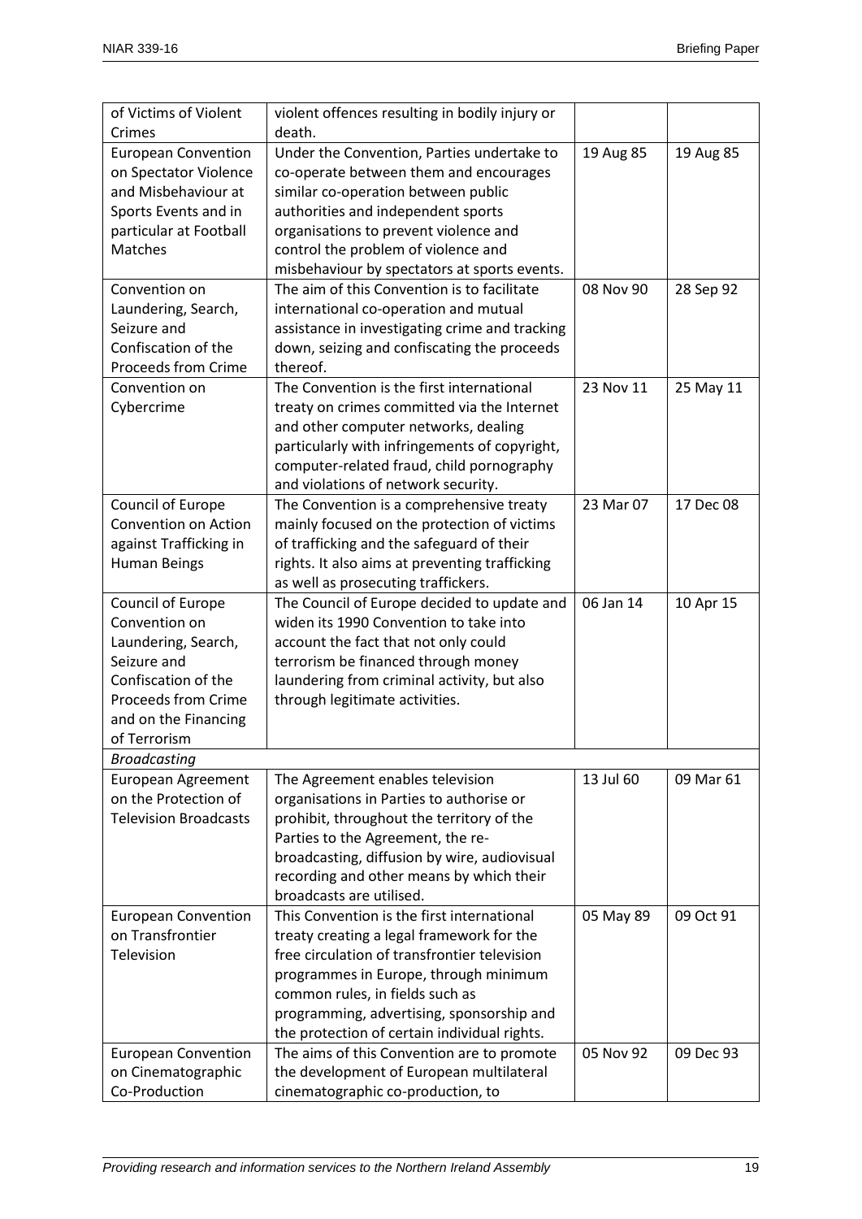| | | | |
|---|---|---|---|
| of Victims of Violent Crimes | violent offences resulting in bodily injury or death. | | |
| European Convention on Spectator Violence and Misbehaviour at Sports Events and in particular at Football Matches | Under the Convention, Parties undertake to co-operate between them and encourages similar co-operation between public authorities and independent sports organisations to prevent violence and control the problem of violence and misbehaviour by spectators at sports events. | 19 Aug 85 | 19 Aug 85 |
| Convention on Laundering, Search, Seizure and Confiscation of the Proceeds from Crime | The aim of this Convention is to facilitate international co-operation and mutual assistance in investigating crime and tracking down, seizing and confiscating the proceeds thereof. | 08 Nov 90 | 28 Sep 92 |
| Convention on Cybercrime | The Convention is the first international treaty on crimes committed via the Internet and other computer networks, dealing particularly with infringements of copyright, computer-related fraud, child pornography and violations of network security. | 23 Nov 11 | 25 May 11 |
| Council of Europe Convention on Action against Trafficking in Human Beings | The Convention is a comprehensive treaty mainly focused on the protection of victims of trafficking and the safeguard of their rights. It also aims at preventing trafficking as well as prosecuting traffickers. | 23 Mar 07 | 17 Dec 08 |
| Council of Europe Convention on Laundering, Search, Seizure and Confiscation of the Proceeds from Crime and on the Financing of Terrorism | The Council of Europe decided to update and widen its 1990 Convention to take into account the fact that not only could terrorism be financed through money laundering from criminal activity, but also through legitimate activities. | 06 Jan 14 | 10 Apr 15 |
| *Broadcasting* | | | |
| European Agreement on the Protection of Television Broadcasts | The Agreement enables television organisations in Parties to authorise or prohibit, throughout the territory of the Parties to the Agreement, the re-broadcasting, diffusion by wire, audiovisual recording and other means by which their broadcasts are utilised. | 13 Jul 60 | 09 Mar 61 |
| European Convention on Transfrontier Television | This Convention is the first international treaty creating a legal framework for the free circulation of transfrontier television programmes in Europe, through minimum common rules, in fields such as programming, advertising, sponsorship and the protection of certain individual rights. | 05 May 89 | 09 Oct 91 |
| European Convention on Cinematographic Co-Production | The aims of this Convention are to promote the development of European multilateral cinematographic co-production, to | 05 Nov 92 | 09 Dec 93 |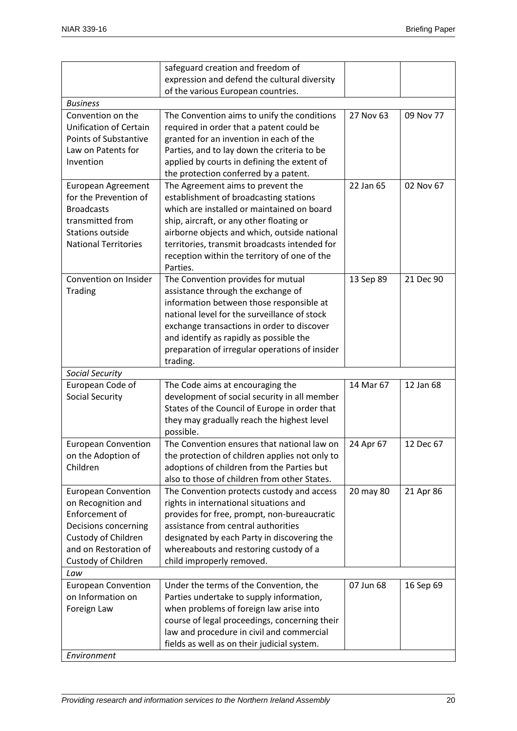| | | | |
|---|---|---|---|
| | safeguard creation and freedom of expression and defend the cultural diversity of the various European countries. | | |
| *Business* | | | |
| Convention on the Unification of Certain Points of Substantive Law on Patents for Invention | The Convention aims to unify the conditions required in order that a patent could be granted for an invention in each of the Parties, and to lay down the criteria to be applied by courts in defining the extent of the protection conferred by a patent. | 27 Nov 63 | 09 Nov 77 |
| European Agreement for the Prevention of Broadcasts transmitted from Stations outside National Territories | The Agreement aims to prevent the establishment of broadcasting stations which are installed or maintained on board ship, aircraft, or any other floating or airborne objects and which, outside national territories, transmit broadcasts intended for reception within the territory of one of the Parties. | 22 Jan 65 | 02 Nov 67 |
| Convention on Insider Trading | The Convention provides for mutual assistance through the exchange of information between those responsible at national level for the surveillance of stock exchange transactions in order to discover and identify as rapidly as possible the preparation of irregular operations of insider trading. | 13 Sep 89 | 21 Dec 90 |
| *Social Security* | | | |
| European Code of Social Security | The Code aims at encouraging the development of social security in all member States of the Council of Europe in order that they may gradually reach the highest level possible. | 14 Mar 67 | 12 Jan 68 |
| European Convention on the Adoption of Children | The Convention ensures that national law on the protection of children applies not only to adoptions of children from the Parties but also to those of children from other States. | 24 Apr 67 | 12 Dec 67 |
| European Convention on Recognition and Enforcement of Decisions concerning Custody of Children and on Restoration of Custody of Children | The Convention protects custody and access rights in international situations and provides for free, prompt, non-bureaucratic assistance from central authorities designated by each Party in discovering the whereabouts and restoring custody of a child improperly removed. | 20 may 80 | 21 Apr 86 |
| *Law* | | | |
| European Convention on Information on Foreign Law | Under the terms of the Convention, the Parties undertake to supply information, when problems of foreign law arise into course of legal proceedings, concerning their law and procedure in civil and commercial fields as well as on their judicial system. | 07 Jun 68 | 16 Sep 69 |
| *Environment* | | | |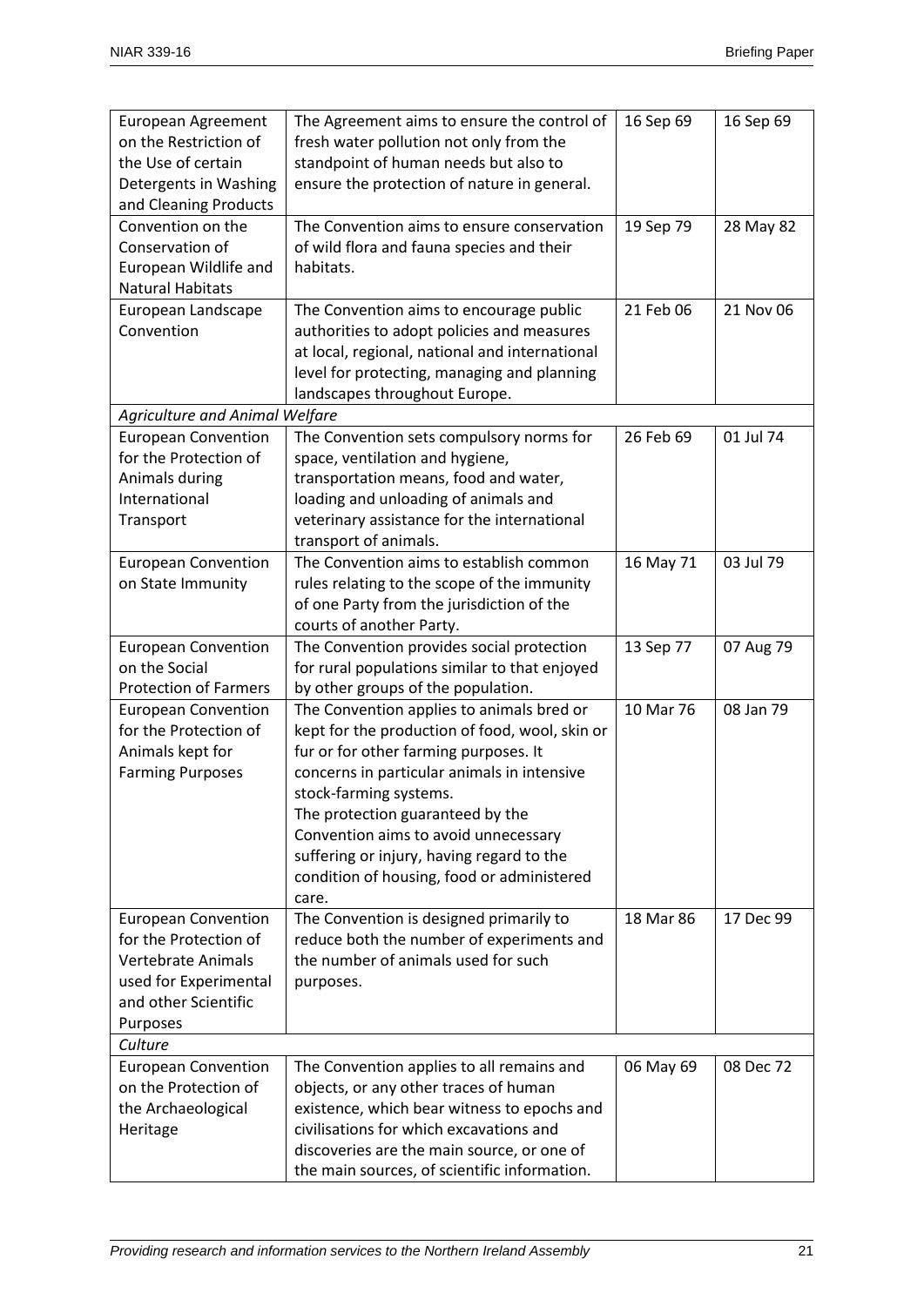| | | | |
|---|---|---|---|
| European Agreement on the Restriction of the Use of certain Detergents in Washing and Cleaning Products | The Agreement aims to ensure the control of fresh water pollution not only from the standpoint of human needs but also to ensure the protection of nature in general. | 16 Sep 69 | 16 Sep 69 |
| Convention on the Conservation of European Wildlife and Natural Habitats | The Convention aims to ensure conservation of wild flora and fauna species and their habitats. | 19 Sep 79 | 28 May 82 |
| European Landscape Convention | The Convention aims to encourage public authorities to adopt policies and measures at local, regional, national and international level for protecting, managing and planning landscapes throughout Europe. | 21 Feb 06 | 21 Nov 06 |
| *Agriculture and Animal Welfare* | | | |
| European Convention for the Protection of Animals during International Transport | The Convention sets compulsory norms for space, ventilation and hygiene, transportation means, food and water, loading and unloading of animals and veterinary assistance for the international transport of animals. | 26 Feb 69 | 01 Jul 74 |
| European Convention on State Immunity | The Convention aims to establish common rules relating to the scope of the immunity of one Party from the jurisdiction of the courts of another Party. | 16 May 71 | 03 Jul 79 |
| European Convention on the Social Protection of Farmers | The Convention provides social protection for rural populations similar to that enjoyed by other groups of the population. | 13 Sep 77 | 07 Aug 79 |
| European Convention for the Protection of Animals kept for Farming Purposes | The Convention applies to animals bred or kept for the production of food, wool, skin or fur or for other farming purposes. It concerns in particular animals in intensive stock-farming systems. The protection guaranteed by the Convention aims to avoid unnecessary suffering or injury, having regard to the condition of housing, food or administered care. | 10 Mar 76 | 08 Jan 79 |
| European Convention for the Protection of Vertebrate Animals used for Experimental and other Scientific Purposes | The Convention is designed primarily to reduce both the number of experiments and the number of animals used for such purposes. | 18 Mar 86 | 17 Dec 99 |
| *Culture* | | | |
| European Convention on the Protection of the Archaeological Heritage | The Convention applies to all remains and objects, or any other traces of human existence, which bear witness to epochs and civilisations for which excavations and discoveries are the main source, or one of the main sources, of scientific information. | 06 May 69 | 08 Dec 72 |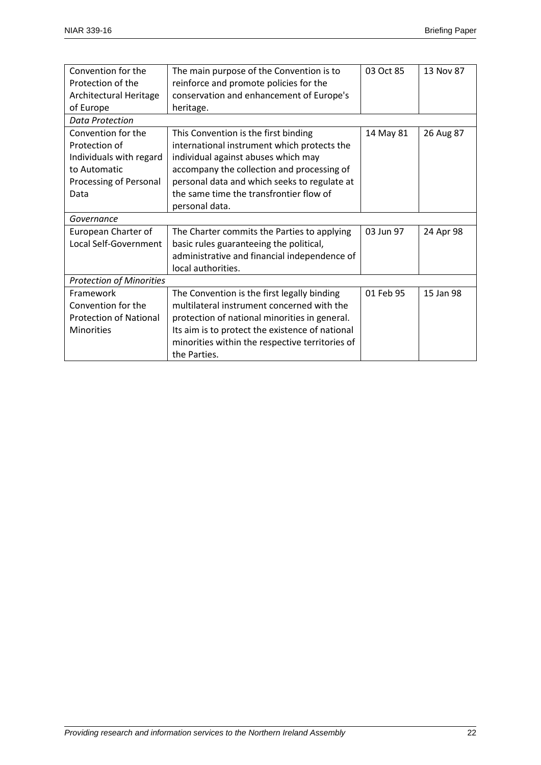| Convention for the Protection of the Architectural Heritage of Europe | The main purpose of the Convention is to reinforce and promote policies for the conservation and enhancement of Europe's heritage. | 03 Oct 85 | 13 Nov 87 |
| --- | --- | --- | --- |
| *Data Protection* | | | |
| Convention for the Protection of Individuals with regard to Automatic Processing of Personal Data | This Convention is the first binding international instrument which protects the individual against abuses which may accompany the collection and processing of personal data and which seeks to regulate at the same time the transfrontier flow of personal data. | 14 May 81 | 26 Aug 87 |
| *Governance* | | | |
| European Charter of Local Self-Government | The Charter commits the Parties to applying basic rules guaranteeing the political, administrative and financial independence of local authorities. | 03 Jun 97 | 24 Apr 98 |
| *Protection of Minorities* | | | |
| Framework Convention for the Protection of National Minorities | The Convention is the first legally binding multilateral instrument concerned with the protection of national minorities in general. Its aim is to protect the existence of national minorities within the respective territories of the Parties. | 01 Feb 95 | 15 Jan 98 |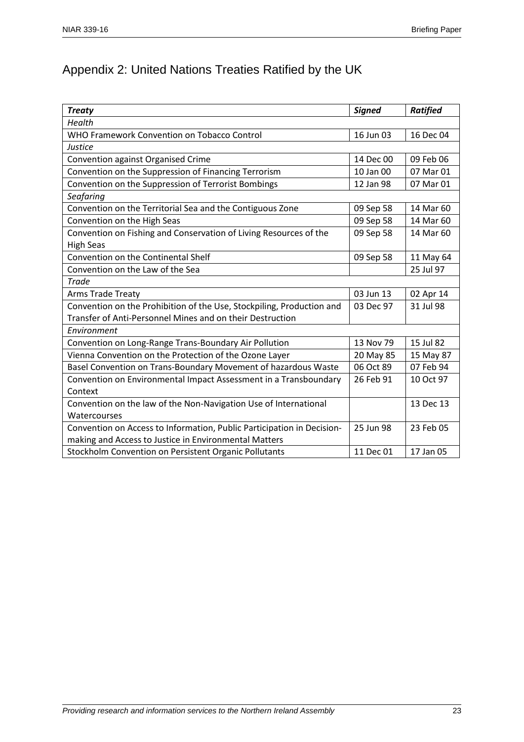## Appendix 2: United Nations Treaties Ratified by the UK

| ***Treaty*** | ***Signed*** | ***Ratified*** |
|---|---|---|
| *Health* | | |
| WHO Framework Convention on Tobacco Control | 16 Jun 03 | 16 Dec 04 |
| *Justice* | | |
| Convention against Organised Crime | 14 Dec 00 | 09 Feb 06 |
| Convention on the Suppression of Financing Terrorism | 10 Jan 00 | 07 Mar 01 |
| Convention on the Suppression of Terrorist Bombings | 12 Jan 98 | 07 Mar 01 |
| *Seafaring* | | |
| Convention on the Territorial Sea and the Contiguous Zone | 09 Sep 58 | 14 Mar 60 |
| Convention on the High Seas | 09 Sep 58 | 14 Mar 60 |
| Convention on Fishing and Conservation of Living Resources of the High Seas | 09 Sep 58 | 14 Mar 60 |
| Convention on the Continental Shelf | 09 Sep 58 | 11 May 64 |
| Convention on the Law of the Sea | | 25 Jul 97 |
| *Trade* | | |
| Arms Trade Treaty | 03 Jun 13 | 02 Apr 14 |
| Convention on the Prohibition of the Use, Stockpiling, Production and Transfer of Anti-Personnel Mines and on their Destruction | 03 Dec 97 | 31 Jul 98 |
| *Environment* | | |
| Convention on Long-Range Trans-Boundary Air Pollution | 13 Nov 79 | 15 Jul 82 |
| Vienna Convention on the Protection of the Ozone Layer | 20 May 85 | 15 May 87 |
| Basel Convention on Trans-Boundary Movement of hazardous Waste | 06 Oct 89 | 07 Feb 94 |
| Convention on Environmental Impact Assessment in a Transboundary Context | 26 Feb 91 | 10 Oct 97 |
| Convention on the law of the Non-Navigation Use of International Watercourses | | 13 Dec 13 |
| Convention on Access to Information, Public Participation in Decision-making and Access to Justice in Environmental Matters | 25 Jun 98 | 23 Feb 05 |
| Stockholm Convention on Persistent Organic Pollutants | 11 Dec 01 | 17 Jan 05 |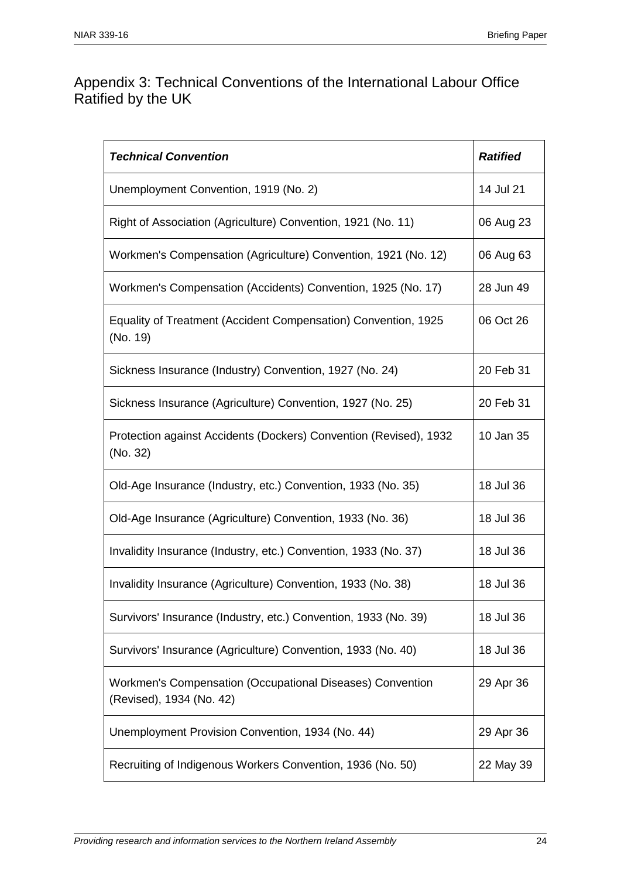## Appendix 3: Technical Conventions of the International Labour Office Ratified by the UK

| ***Technical Convention*** | ***Ratified*** |
|---|---|
| Unemployment Convention, 1919 (No. 2) | 14 Jul 21 |
| Right of Association (Agriculture) Convention, 1921 (No. 11) | 06 Aug 23 |
| Workmen's Compensation (Agriculture) Convention, 1921 (No. 12) | 06 Aug 63 |
| Workmen's Compensation (Accidents) Convention, 1925 (No. 17) | 28 Jun 49 |
| Equality of Treatment (Accident Compensation) Convention, 1925 (No. 19) | 06 Oct 26 |
| Sickness Insurance (Industry) Convention, 1927 (No. 24) | 20 Feb 31 |
| Sickness Insurance (Agriculture) Convention, 1927 (No. 25) | 20 Feb 31 |
| Protection against Accidents (Dockers) Convention (Revised), 1932 (No. 32) | 10 Jan 35 |
| Old-Age Insurance (Industry, etc.) Convention, 1933 (No. 35) | 18 Jul 36 |
| Old-Age Insurance (Agriculture) Convention, 1933 (No. 36) | 18 Jul 36 |
| Invalidity Insurance (Industry, etc.) Convention, 1933 (No. 37) | 18 Jul 36 |
| Invalidity Insurance (Agriculture) Convention, 1933 (No. 38) | 18 Jul 36 |
| Survivors' Insurance (Industry, etc.) Convention, 1933 (No. 39) | 18 Jul 36 |
| Survivors' Insurance (Agriculture) Convention, 1933 (No. 40) | 18 Jul 36 |
| Workmen's Compensation (Occupational Diseases) Convention (Revised), 1934 (No. 42) | 29 Apr 36 |
| Unemployment Provision Convention, 1934 (No. 44) | 29 Apr 36 |
| Recruiting of Indigenous Workers Convention, 1936 (No. 50) | 22 May 39 |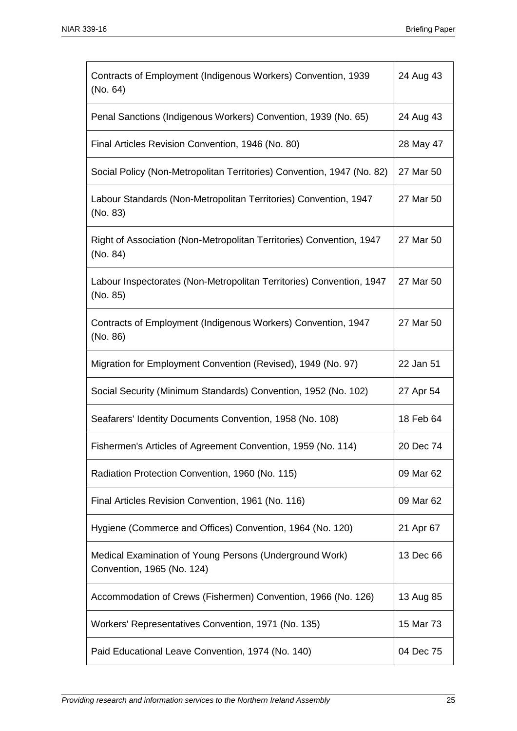| | |
|---|---|
| Contracts of Employment (Indigenous Workers) Convention, 1939 (No. 64) | 24 Aug 43 |
| Penal Sanctions (Indigenous Workers) Convention, 1939 (No. 65) | 24 Aug 43 |
| Final Articles Revision Convention, 1946 (No. 80) | 28 May 47 |
| Social Policy (Non-Metropolitan Territories) Convention, 1947 (No. 82) | 27 Mar 50 |
| Labour Standards (Non-Metropolitan Territories) Convention, 1947 (No. 83) | 27 Mar 50 |
| Right of Association (Non-Metropolitan Territories) Convention, 1947 (No. 84) | 27 Mar 50 |
| Labour Inspectorates (Non-Metropolitan Territories) Convention, 1947 (No. 85) | 27 Mar 50 |
| Contracts of Employment (Indigenous Workers) Convention, 1947 (No. 86) | 27 Mar 50 |
| Migration for Employment Convention (Revised), 1949 (No. 97) | 22 Jan 51 |
| Social Security (Minimum Standards) Convention, 1952 (No. 102) | 27 Apr 54 |
| Seafarers' Identity Documents Convention, 1958 (No. 108) | 18 Feb 64 |
| Fishermen's Articles of Agreement Convention, 1959 (No. 114) | 20 Dec 74 |
| Radiation Protection Convention, 1960 (No. 115) | 09 Mar 62 |
| Final Articles Revision Convention, 1961 (No. 116) | 09 Mar 62 |
| Hygiene (Commerce and Offices) Convention, 1964 (No. 120) | 21 Apr 67 |
| Medical Examination of Young Persons (Underground Work) Convention, 1965 (No. 124) | 13 Dec 66 |
| Accommodation of Crews (Fishermen) Convention, 1966 (No. 126) | 13 Aug 85 |
| Workers' Representatives Convention, 1971 (No. 135) | 15 Mar 73 |
| Paid Educational Leave Convention, 1974 (No. 140) | 04 Dec 75 |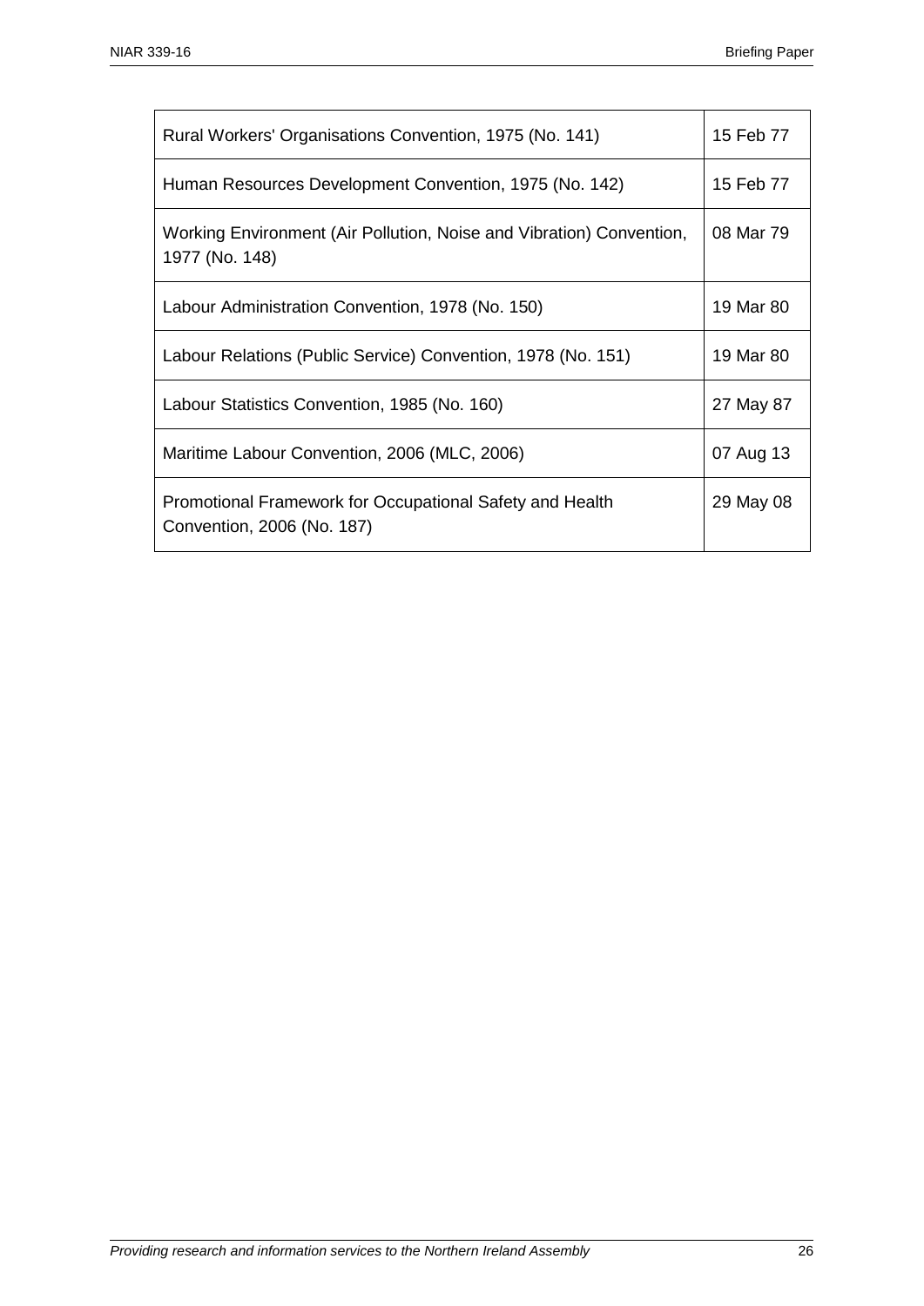| Rural Workers' Organisations Convention, 1975 (No. 141) | 15 Feb 77 |
|---|---|
| Human Resources Development Convention, 1975 (No. 142) | 15 Feb 77 |
| Working Environment (Air Pollution, Noise and Vibration) Convention, 1977 (No. 148) | 08 Mar 79 |
| Labour Administration Convention, 1978 (No. 150) | 19 Mar 80 |
| Labour Relations (Public Service) Convention, 1978 (No. 151) | 19 Mar 80 |
| Labour Statistics Convention, 1985 (No. 160) | 27 May 87 |
| Maritime Labour Convention, 2006 (MLC, 2006) | 07 Aug 13 |
| Promotional Framework for Occupational Safety and Health Convention, 2006 (No. 187) | 29 May 08 |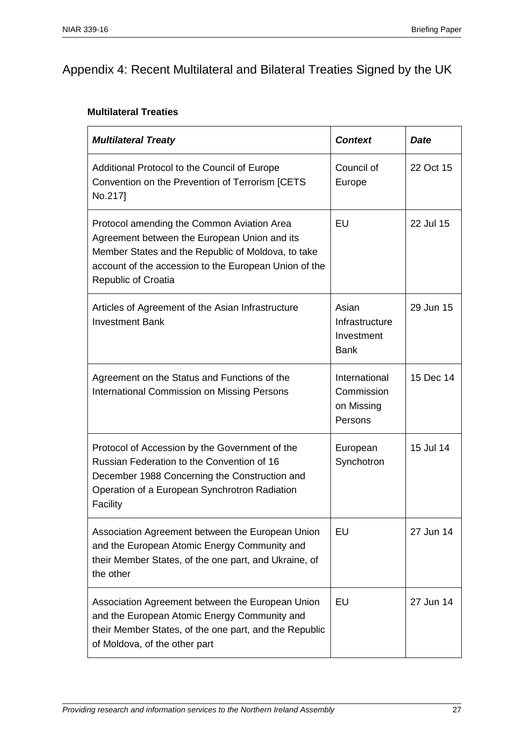# Appendix 4: Recent Multilateral and Bilateral Treaties Signed by the UK

**Multilateral Treaties**

| *Multilateral Treaty* | *Context* | *Date* |
|---|---|---|
| Additional Protocol to the Council of Europe Convention on the Prevention of Terrorism [CETS No.217] | Council of Europe | 22 Oct 15 |
| Protocol amending the Common Aviation Area Agreement between the European Union and its Member States and the Republic of Moldova, to take account of the accession to the European Union of the Republic of Croatia | EU | 22 Jul 15 |
| Articles of Agreement of the Asian Infrastructure Investment Bank | Asian Infrastructure Investment Bank | 29 Jun 15 |
| Agreement on the Status and Functions of the International Commission on Missing Persons | International Commission on Missing Persons | 15 Dec 14 |
| Protocol of Accession by the Government of the Russian Federation to the Convention of 16 December 1988 Concerning the Construction and Operation of a European Synchrotron Radiation Facility | European Synchotron | 15 Jul 14 |
| Association Agreement between the European Union and the European Atomic Energy Community and their Member States, of the one part, and Ukraine, of the other | EU | 27 Jun 14 |
| Association Agreement between the European Union and the European Atomic Energy Community and their Member States, of the one part, and the Republic of Moldova, of the other part | EU | 27 Jun 14 |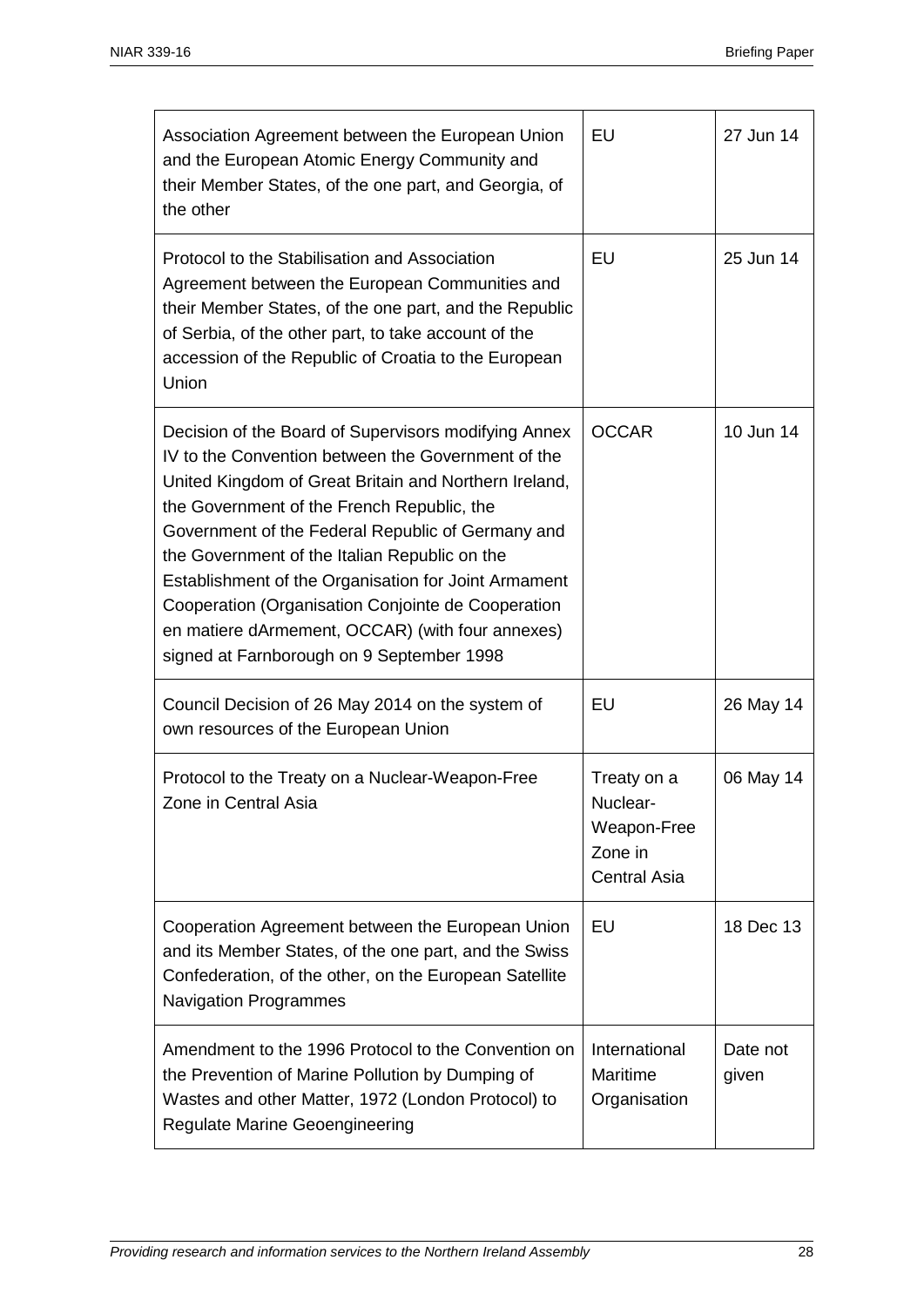| | | |
|---|---|---|
| Association Agreement between the European Union and the European Atomic Energy Community and their Member States, of the one part, and Georgia, of the other | EU | 27 Jun 14 |
| Protocol to the Stabilisation and Association Agreement between the European Communities and their Member States, of the one part, and the Republic of Serbia, of the other part, to take account of the accession of the Republic of Croatia to the European Union | EU | 25 Jun 14 |
| Decision of the Board of Supervisors modifying Annex IV to the Convention between the Government of the United Kingdom of Great Britain and Northern Ireland, the Government of the French Republic, the Government of the Federal Republic of Germany and the Government of the Italian Republic on the Establishment of the Organisation for Joint Armament Cooperation (Organisation Conjointe de Cooperation en matiere dArmement, OCCAR) (with four annexes) signed at Farnborough on 9 September 1998 | OCCAR | 10 Jun 14 |
| Council Decision of 26 May 2014 on the system of own resources of the European Union | EU | 26 May 14 |
| Protocol to the Treaty on a Nuclear-Weapon-Free Zone in Central Asia | Treaty on a Nuclear-Weapon-Free Zone in Central Asia | 06 May 14 |
| Cooperation Agreement between the European Union and its Member States, of the one part, and the Swiss Confederation, of the other, on the European Satellite Navigation Programmes | EU | 18 Dec 13 |
| Amendment to the 1996 Protocol to the Convention on the Prevention of Marine Pollution by Dumping of Wastes and other Matter, 1972 (London Protocol) to Regulate Marine Geoengineering | International Maritime Organisation | Date not given |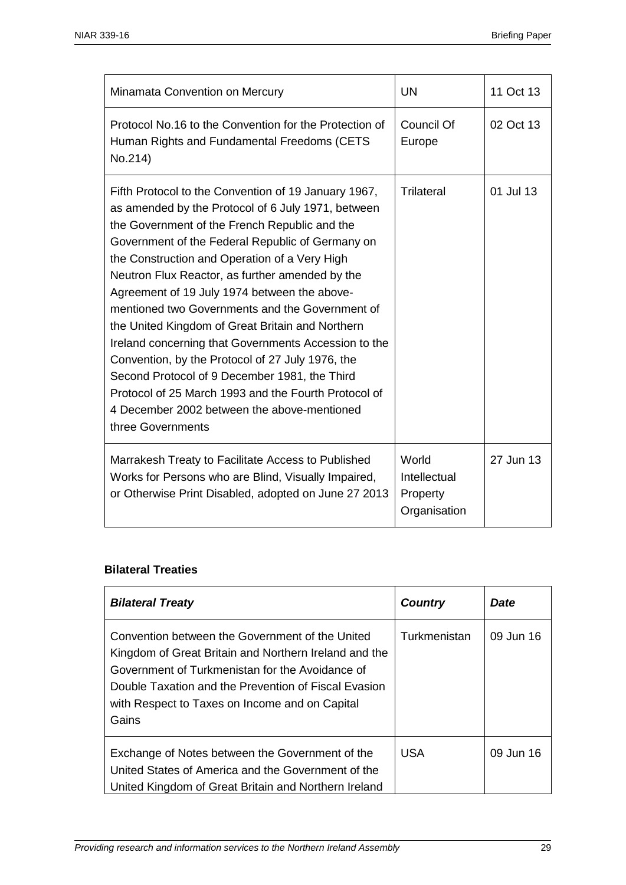| | | |
|---|---|---|
| Minamata Convention on Mercury | UN | 11 Oct 13 |
| Protocol No.16 to the Convention for the Protection of Human Rights and Fundamental Freedoms (CETS No.214) | Council Of Europe | 02 Oct 13 |
| Fifth Protocol to the Convention of 19 January 1967, as amended by the Protocol of 6 July 1971, between the Government of the French Republic and the Government of the Federal Republic of Germany on the Construction and Operation of a Very High Neutron Flux Reactor, as further amended by the Agreement of 19 July 1974 between the above-mentioned two Governments and the Government of the United Kingdom of Great Britain and Northern Ireland concerning that Governments Accession to the Convention, by the Protocol of 27 July 1976, the Second Protocol of 9 December 1981, the Third Protocol of 25 March 1993 and the Fourth Protocol of 4 December 2002 between the above-mentioned three Governments | Trilateral | 01 Jul 13 |
| Marrakesh Treaty to Facilitate Access to Published Works for Persons who are Blind, Visually Impaired, or Otherwise Print Disabled, adopted on June 27 2013 | World Intellectual Property Organisation | 27 Jun 13 |

**Bilateral Treaties**

| ***Bilateral Treaty*** | ***Country*** | ***Date*** |
|---|---|---|
| Convention between the Government of the United Kingdom of Great Britain and Northern Ireland and the Government of Turkmenistan for the Avoidance of Double Taxation and the Prevention of Fiscal Evasion with Respect to Taxes on Income and on Capital Gains | Turkmenistan | 09 Jun 16 |
| Exchange of Notes between the Government of the United States of America and the Government of the United Kingdom of Great Britain and Northern Ireland | USA | 09 Jun 16 |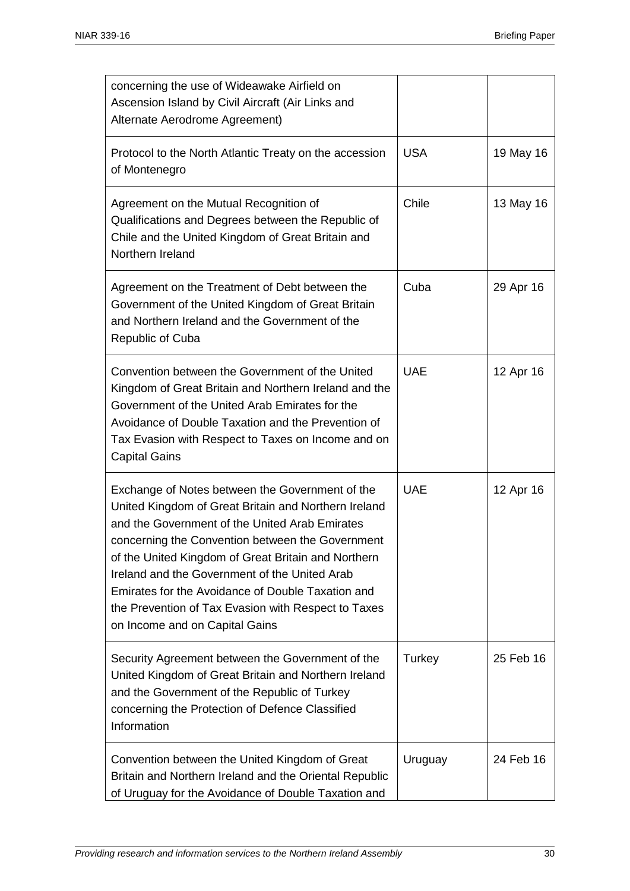| | | |
|---|---|---|
| concerning the use of Wideawake Airfield on Ascension Island by Civil Aircraft (Air Links and Alternate Aerodrome Agreement) | | |
| Protocol to the North Atlantic Treaty on the accession of Montenegro | USA | 19 May 16 |
| Agreement on the Mutual Recognition of Qualifications and Degrees between the Republic of Chile and the United Kingdom of Great Britain and Northern Ireland | Chile | 13 May 16 |
| Agreement on the Treatment of Debt between the Government of the United Kingdom of Great Britain and Northern Ireland and the Government of the Republic of Cuba | Cuba | 29 Apr 16 |
| Convention between the Government of the United Kingdom of Great Britain and Northern Ireland and the Government of the United Arab Emirates for the Avoidance of Double Taxation and the Prevention of Tax Evasion with Respect to Taxes on Income and on Capital Gains | UAE | 12 Apr 16 |
| Exchange of Notes between the Government of the United Kingdom of Great Britain and Northern Ireland and the Government of the United Arab Emirates concerning the Convention between the Government of the United Kingdom of Great Britain and Northern Ireland and the Government of the United Arab Emirates for the Avoidance of Double Taxation and the Prevention of Tax Evasion with Respect to Taxes on Income and on Capital Gains | UAE | 12 Apr 16 |
| Security Agreement between the Government of the United Kingdom of Great Britain and Northern Ireland and the Government of the Republic of Turkey concerning the Protection of Defence Classified Information | Turkey | 25 Feb 16 |
| Convention between the United Kingdom of Great Britain and Northern Ireland and the Oriental Republic of Uruguay for the Avoidance of Double Taxation and | Uruguay | 24 Feb 16 |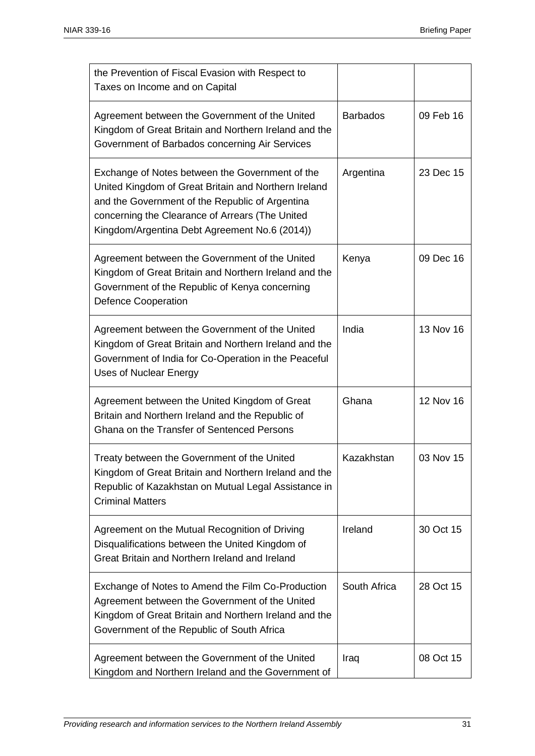| | | |
|---|---|---|
| the Prevention of Fiscal Evasion with Respect to Taxes on Income and on Capital | | |
| Agreement between the Government of the United Kingdom of Great Britain and Northern Ireland and the Government of Barbados concerning Air Services | Barbados | 09 Feb 16 |
| Exchange of Notes between the Government of the United Kingdom of Great Britain and Northern Ireland and the Government of the Republic of Argentina concerning the Clearance of Arrears (The United Kingdom/Argentina Debt Agreement No.6 (2014)) | Argentina | 23 Dec 15 |
| Agreement between the Government of the United Kingdom of Great Britain and Northern Ireland and the Government of the Republic of Kenya concerning Defence Cooperation | Kenya | 09 Dec 16 |
| Agreement between the Government of the United Kingdom of Great Britain and Northern Ireland and the Government of India for Co-Operation in the Peaceful Uses of Nuclear Energy | India | 13 Nov 16 |
| Agreement between the United Kingdom of Great Britain and Northern Ireland and the Republic of Ghana on the Transfer of Sentenced Persons | Ghana | 12 Nov 16 |
| Treaty between the Government of the United Kingdom of Great Britain and Northern Ireland and the Republic of Kazakhstan on Mutual Legal Assistance in Criminal Matters | Kazakhstan | 03 Nov 15 |
| Agreement on the Mutual Recognition of Driving Disqualifications between the United Kingdom of Great Britain and Northern Ireland and Ireland | Ireland | 30 Oct 15 |
| Exchange of Notes to Amend the Film Co-Production Agreement between the Government of the United Kingdom of Great Britain and Northern Ireland and the Government of the Republic of South Africa | South Africa | 28 Oct 15 |
| Agreement between the Government of the United Kingdom and Northern Ireland and the Government of | Iraq | 08 Oct 15 |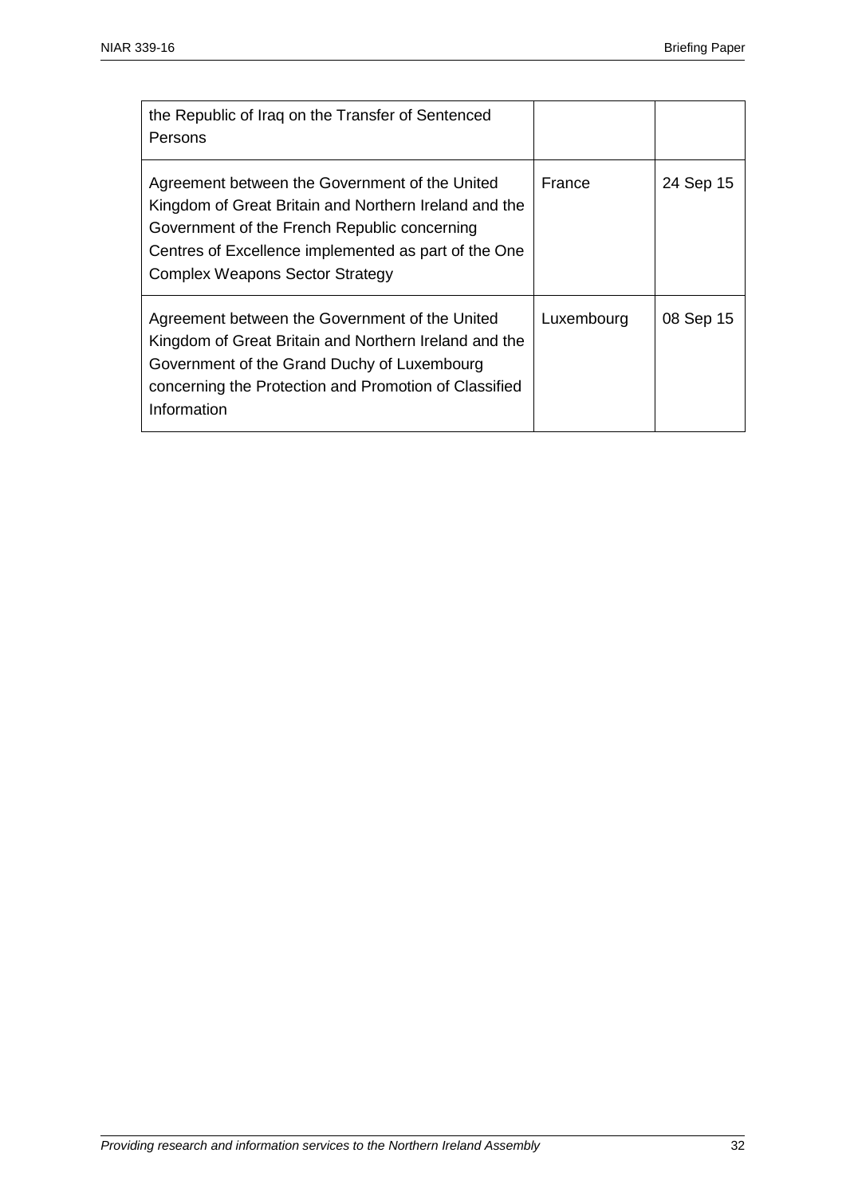| | | |
|---|---|---|
| the Republic of Iraq on the Transfer of Sentenced Persons | | |
| Agreement between the Government of the United Kingdom of Great Britain and Northern Ireland and the Government of the French Republic concerning Centres of Excellence implemented as part of the One Complex Weapons Sector Strategy | France | 24 Sep 15 |
| Agreement between the Government of the United Kingdom of Great Britain and Northern Ireland and the Government of the Grand Duchy of Luxembourg concerning the Protection and Promotion of Classified Information | Luxembourg | 08 Sep 15 |